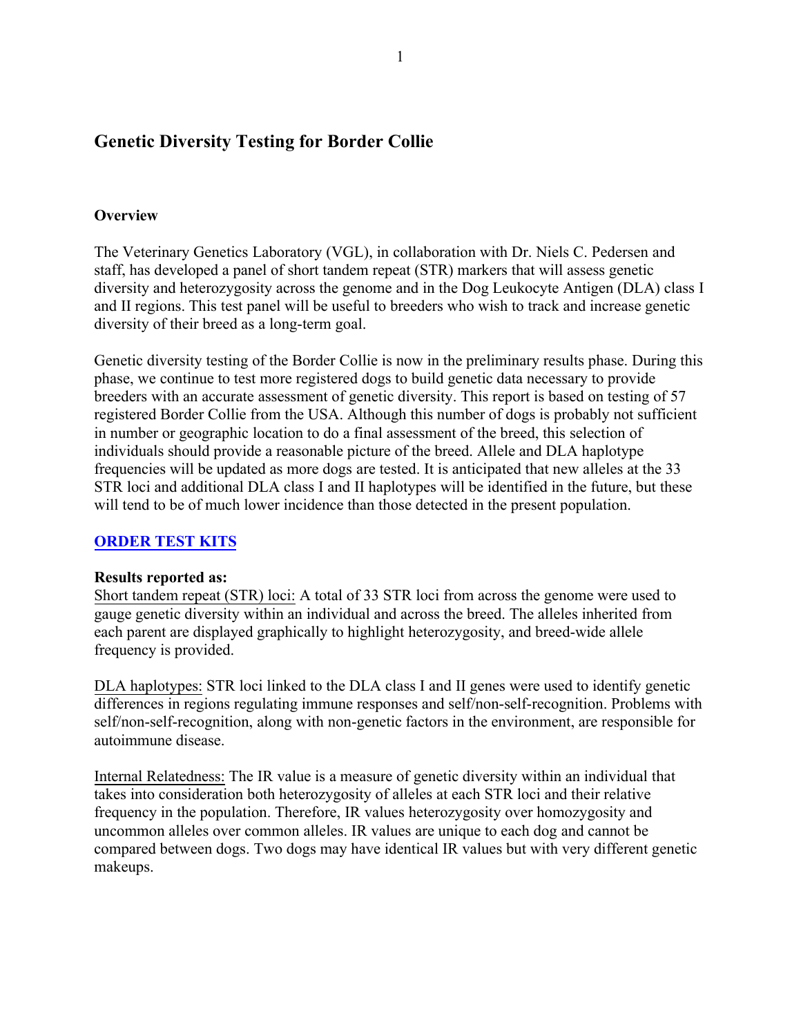# Genetic Diversity Testing for Border Collie

**Overview**

The Veterinary Genetics Laboratory (VGL), in collaboration with Dr. Niels C. Pedersen and staff, has developed a panel of short tandem repeat (STR) markers that will assess genetic diversity and heterozygosity across the genome and in the Dog Leukocyte Antigen (DLA) class I and II regions. This test panel will be useful to breeders who wish to track and increase genetic diversity of their breed as a long-term goal.

Genetic diversity testing of the Border Collie is now in the preliminary results phase. During this phase, we continue to test more registered dogs to build genetic data necessary to provide breeders with an accurate assessment of genetic diversity. This report is based on testing of 57 registered Border Collie from the USA. Although this number of dogs is probably not sufficient in number or geographic location to do a final assessment of the breed, this selection of individuals should provide a reasonable picture of the breed. Allele and DLA haplotype frequencies will be updated as more dogs are tested. It is anticipated that new alleles at the 33 STR loci and additional DLA class I and II haplotypes will be identified in the future, but these will tend to be of much lower incidence than those detected in the present population.

**ORDER TEST KITS**

**Results reported as:**

Short tandem repeat (STR) loci: A total of 33 STR loci from across the genome were used to gauge genetic diversity within an individual and across the breed. The alleles inherited from each parent are displayed graphically to highlight heterozygosity, and breed-wide allele frequency is provided.

DLA haplotypes: STR loci linked to the DLA class I and II genes were used to identify genetic differences in regions regulating immune responses and self/non-self-recognition. Problems with self/non-self-recognition, along with non-genetic factors in the environment, are responsible for autoimmune disease.

Internal Relatedness: The IR value is a measure of genetic diversity within an individual that takes into consideration both heterozygosity of alleles at each STR loci and their relative frequency in the population. Therefore, IR values heterozygosity over homozygosity and uncommon alleles over common alleles. IR values are unique to each dog and cannot be compared between dogs. Two dogs may have identical IR values but with very different genetic makeups.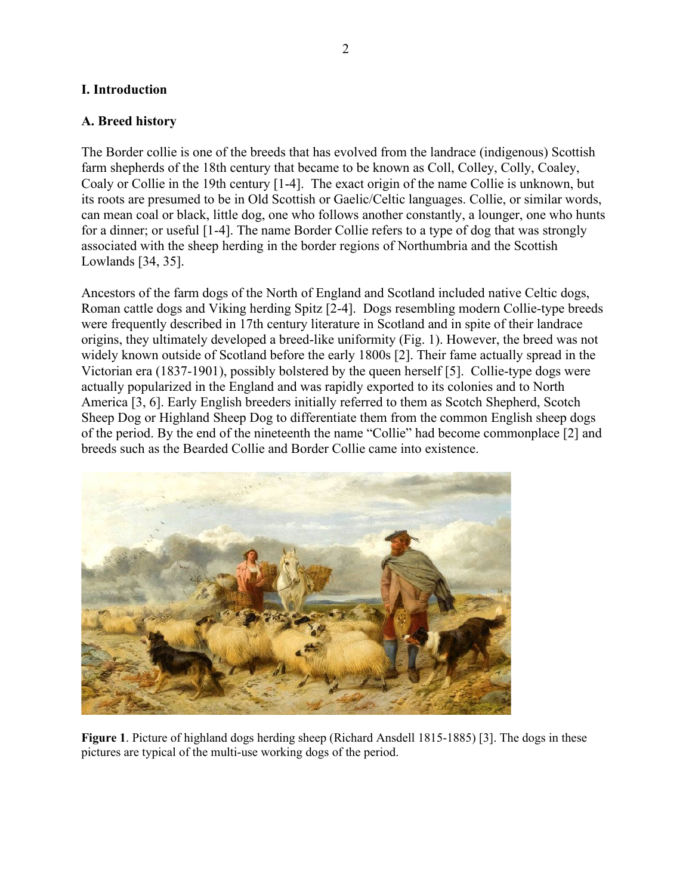# I. Introduction

## A. Breed history

The Border collie is one of the breeds that has evolved from the landrace (indigenous) Scottish farm shepherds of the 18th century that became to be known as Coll, Colley, Colly, Coaley, Coaly or Collie in the 19th century [1-4]. The exact origin of the name Collie is unknown, but its roots are presumed to be in Old Scottish or Gaelic/Celtic languages. Collie, or similar words, can mean coal or black, little dog, one who follows another constantly, a lounger, one who hunts for a dinner; or useful [1-4]. The name Border Collie refers to a type of dog that was strongly associated with the sheep herding in the border regions of Northumbria and the Scottish Lowlands [34, 35].

Ancestors of the farm dogs of the North of England and Scotland included native Celtic dogs, Roman cattle dogs and Viking herding Spitz [2-4]. Dogs resembling modern Collie-type breeds were frequently described in 17th century literature in Scotland and in spite of their landrace origins, they ultimately developed a breed-like uniformity (Fig. 1). However, the breed was not widely known outside of Scotland before the early 1800s [2]. Their fame actually spread in the Victorian era (1837-1901), possibly bolstered by the queen herself [5]. Collie-type dogs were actually popularized in the England and was rapidly exported to its colonies and to North America [3, 6]. Early English breeders initially referred to them as Scotch Shepherd, Scotch Sheep Dog or Highland Sheep Dog to differentiate them from the common English sheep dogs of the period. By the end of the nineteenth the name "Collie" had become commonplace [2] and breeds such as the Bearded Collie and Border Collie came into existence.

**Figure 1**. Picture of highland dogs herding sheep (Richard Ansdell 1815-1885) [3]. The dogs in these pictures are typical of the multi-use working dogs of the period.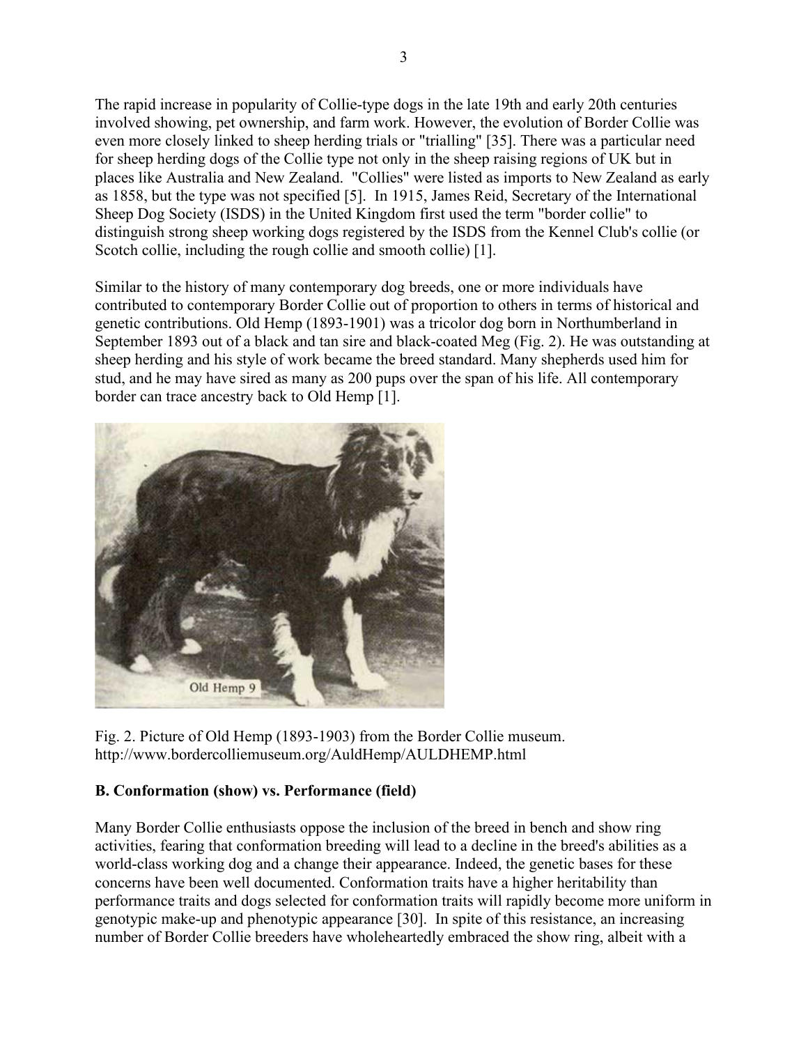The rapid increase in popularity of Collie-type dogs in the late 19th and early 20th centuries involved showing, pet ownership, and farm work. However, the evolution of Border Collie was even more closely linked to sheep herding trials or "trialling" [35]. There was a particular need for sheep herding dogs of the Collie type not only in the sheep raising regions of UK but in places like Australia and New Zealand. "Collies" were listed as imports to New Zealand as early as 1858, but the type was not specified [5]. In 1915, James Reid, Secretary of the International Sheep Dog Society (ISDS) in the United Kingdom first used the term "border collie" to distinguish strong sheep working dogs registered by the ISDS from the Kennel Club's collie (or Scotch collie, including the rough collie and smooth collie) [1].

Similar to the history of many contemporary dog breeds, one or more individuals have contributed to contemporary Border Collie out of proportion to others in terms of historical and genetic contributions. Old Hemp (1893-1901) was a tricolor dog born in Northumberland in September 1893 out of a black and tan sire and black-coated Meg (Fig. 2). He was outstanding at sheep herding and his style of work became the breed standard. Many shepherds used him for stud, and he may have sired as many as 200 pups over the span of his life. All contemporary border can trace ancestry back to Old Hemp [1].

Fig. 2. Picture of Old Hemp (1893-1903) from the Border Collie museum. http://www.bordercolliemuseum.org/AuldHemp/AULDHEMP.html

## B. Conformation (show) vs. Performance (field)

Many Border Collie enthusiasts oppose the inclusion of the breed in bench and show ring activities, fearing that conformation breeding will lead to a decline in the breed's abilities as a world-class working dog and a change their appearance. Indeed, the genetic bases for these concerns have been well documented. Conformation traits have a higher heritability than performance traits and dogs selected for conformation traits will rapidly become more uniform in genotypic make-up and phenotypic appearance [30]. In spite of this resistance, an increasing number of Border Collie breeders have wholeheartedly embraced the show ring, albeit with a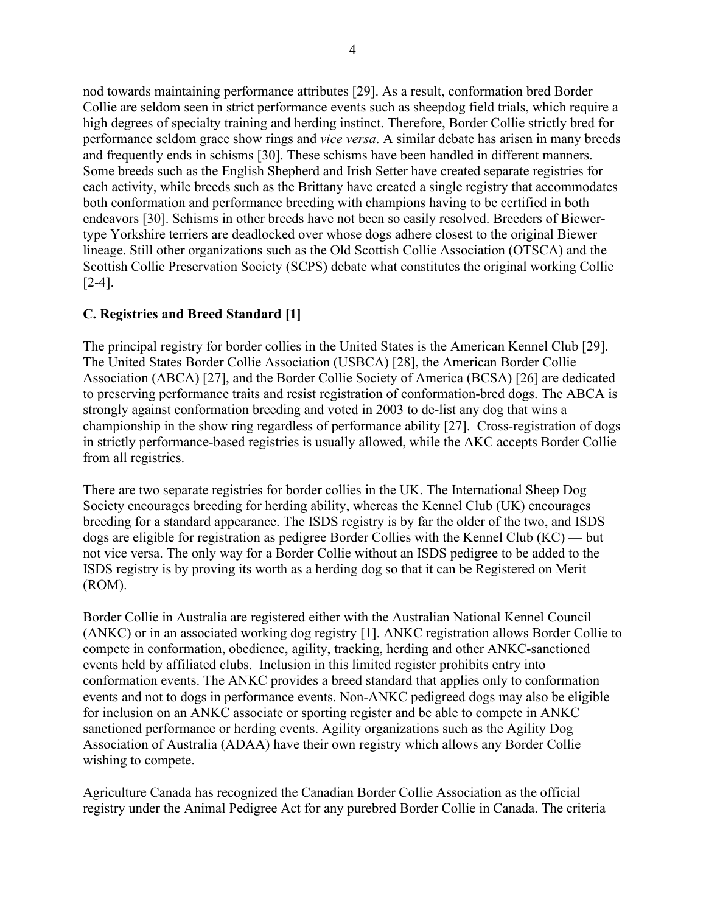nod towards maintaining performance attributes [29]. As a result, conformation bred Border Collie are seldom seen in strict performance events such as sheepdog field trials, which require a high degrees of specialty training and herding instinct. Therefore, Border Collie strictly bred for performance seldom grace show rings and *vice versa*. A similar debate has arisen in many breeds and frequently ends in schisms [30]. These schisms have been handled in different manners. Some breeds such as the English Shepherd and Irish Setter have created separate registries for each activity, while breeds such as the Brittany have created a single registry that accommodates both conformation and performance breeding with champions having to be certified in both endeavors [30]. Schisms in other breeds have not been so easily resolved. Breeders of Biewer-type Yorkshire terriers are deadlocked over whose dogs adhere closest to the original Biewer lineage. Still other organizations such as the Old Scottish Collie Association (OTSCA) and the Scottish Collie Preservation Society (SCPS) debate what constitutes the original working Collie [2-4].

### C. Registries and Breed Standard [1]

The principal registry for border collies in the United States is the American Kennel Club [29]. The United States Border Collie Association (USBCA) [28], the American Border Collie Association (ABCA) [27], and the Border Collie Society of America (BCSA) [26] are dedicated to preserving performance traits and resist registration of conformation-bred dogs. The ABCA is strongly against conformation breeding and voted in 2003 to de-list any dog that wins a championship in the show ring regardless of performance ability [27]. Cross-registration of dogs in strictly performance-based registries is usually allowed, while the AKC accepts Border Collie from all registries.

There are two separate registries for border collies in the UK. The International Sheep Dog Society encourages breeding for herding ability, whereas the Kennel Club (UK) encourages breeding for a standard appearance. The ISDS registry is by far the older of the two, and ISDS dogs are eligible for registration as pedigree Border Collies with the Kennel Club (KC) — but not vice versa. The only way for a Border Collie without an ISDS pedigree to be added to the ISDS registry is by proving its worth as a herding dog so that it can be Registered on Merit (ROM).

Border Collie in Australia are registered either with the Australian National Kennel Council (ANKC) or in an associated working dog registry [1]. ANKC registration allows Border Collie to compete in conformation, obedience, agility, tracking, herding and other ANKC-sanctioned events held by affiliated clubs. Inclusion in this limited register prohibits entry into conformation events. The ANKC provides a breed standard that applies only to conformation events and not to dogs in performance events. Non-ANKC pedigreed dogs may also be eligible for inclusion on an ANKC associate or sporting register and be able to compete in ANKC sanctioned performance or herding events. Agility organizations such as the Agility Dog Association of Australia (ADAA) have their own registry which allows any Border Collie wishing to compete.

Agriculture Canada has recognized the Canadian Border Collie Association as the official registry under the Animal Pedigree Act for any purebred Border Collie in Canada. The criteria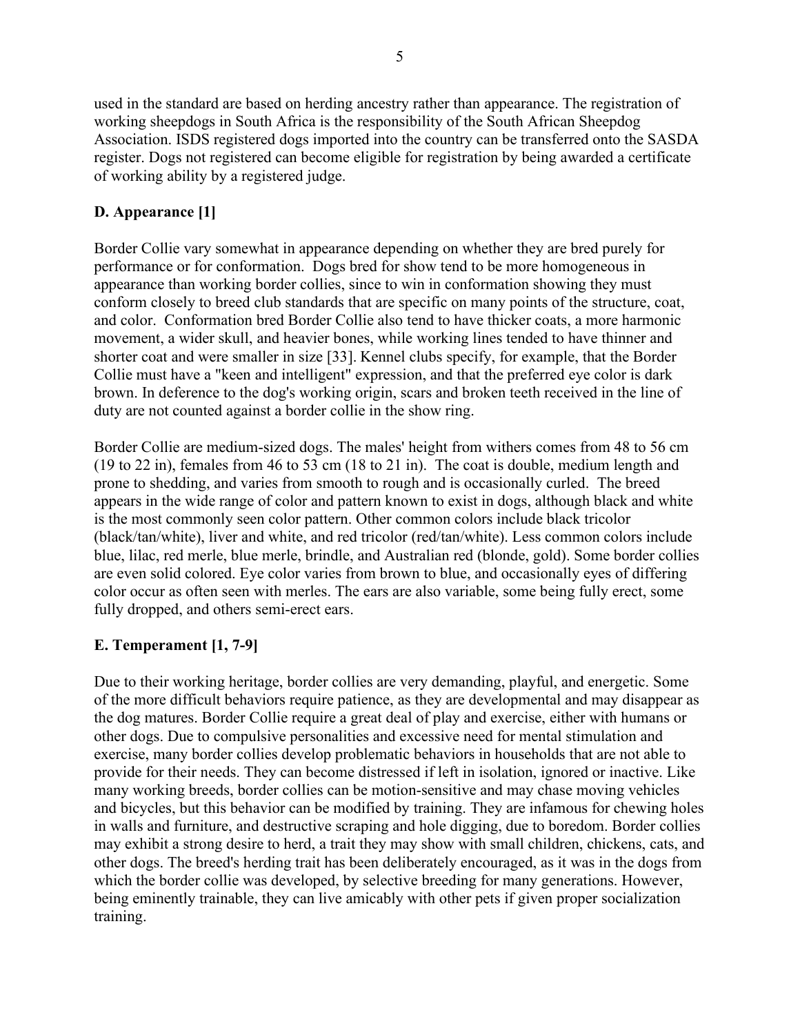used in the standard are based on herding ancestry rather than appearance. The registration of working sheepdogs in South Africa is the responsibility of the South African Sheepdog Association. ISDS registered dogs imported into the country can be transferred onto the SASDA register. Dogs not registered can become eligible for registration by being awarded a certificate of working ability by a registered judge.

### D. Appearance [1]

Border Collie vary somewhat in appearance depending on whether they are bred purely for performance or for conformation. Dogs bred for show tend to be more homogeneous in appearance than working border collies, since to win in conformation showing they must conform closely to breed club standards that are specific on many points of the structure, coat, and color. Conformation bred Border Collie also tend to have thicker coats, a more harmonic movement, a wider skull, and heavier bones, while working lines tended to have thinner and shorter coat and were smaller in size [33]. Kennel clubs specify, for example, that the Border Collie must have a "keen and intelligent" expression, and that the preferred eye color is dark brown. In deference to the dog's working origin, scars and broken teeth received in the line of duty are not counted against a border collie in the show ring.

Border Collie are medium-sized dogs. The males' height from withers comes from 48 to 56 cm (19 to 22 in), females from 46 to 53 cm (18 to 21 in). The coat is double, medium length and prone to shedding, and varies from smooth to rough and is occasionally curled. The breed appears in the wide range of color and pattern known to exist in dogs, although black and white is the most commonly seen color pattern. Other common colors include black tricolor (black/tan/white), liver and white, and red tricolor (red/tan/white). Less common colors include blue, lilac, red merle, blue merle, brindle, and Australian red (blonde, gold). Some border collies are even solid colored. Eye color varies from brown to blue, and occasionally eyes of differing color occur as often seen with merles. The ears are also variable, some being fully erect, some fully dropped, and others semi-erect ears.

### E. Temperament [1, 7-9]

Due to their working heritage, border collies are very demanding, playful, and energetic. Some of the more difficult behaviors require patience, as they are developmental and may disappear as the dog matures. Border Collie require a great deal of play and exercise, either with humans or other dogs. Due to compulsive personalities and excessive need for mental stimulation and exercise, many border collies develop problematic behaviors in households that are not able to provide for their needs. They can become distressed if left in isolation, ignored or inactive. Like many working breeds, border collies can be motion-sensitive and may chase moving vehicles and bicycles, but this behavior can be modified by training. They are infamous for chewing holes in walls and furniture, and destructive scraping and hole digging, due to boredom. Border collies may exhibit a strong desire to herd, a trait they may show with small children, chickens, cats, and other dogs. The breed's herding trait has been deliberately encouraged, as it was in the dogs from which the border collie was developed, by selective breeding for many generations. However, being eminently trainable, they can live amicably with other pets if given proper socialization training.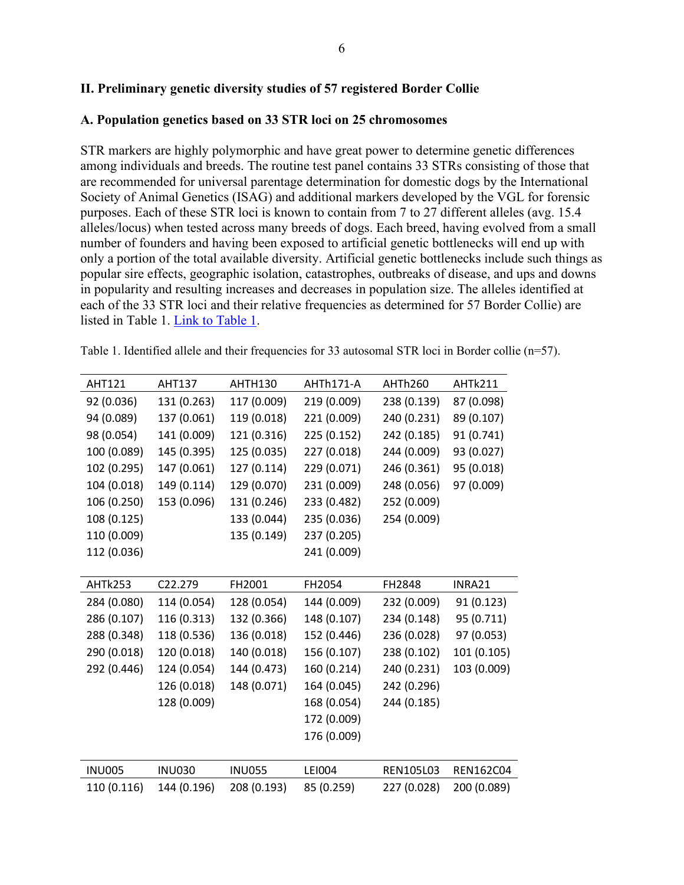## II. Preliminary genetic diversity studies of 57 registered Border Collie

### A. Population genetics based on 33 STR loci on 25 chromosomes

STR markers are highly polymorphic and have great power to determine genetic differences among individuals and breeds. The routine test panel contains 33 STRs consisting of those that are recommended for universal parentage determination for domestic dogs by the International Society of Animal Genetics (ISAG) and additional markers developed by the VGL for forensic purposes. Each of these STR loci is known to contain from 7 to 27 different alleles (avg. 15.4 alleles/locus) when tested across many breeds of dogs. Each breed, having evolved from a small number of founders and having been exposed to artificial genetic bottlenecks will end up with only a portion of the total available diversity. Artificial genetic bottlenecks include such things as popular sire effects, geographic isolation, catastrophes, outbreaks of disease, and ups and downs in popularity and resulting increases and decreases in population size. The alleles identified at each of the 33 STR loci and their relative frequencies as determined for 57 Border Collie) are listed in Table 1. Link to Table 1.

Table 1. Identified allele and their frequencies for 33 autosomal STR loci in Border collie (n=57).

| AHT121 | AHT137 | AHTH130 | AHTh171-A | AHTh260 | AHTk211 |
|---|---|---|---|---|---|
| 92 (0.036) | 131 (0.263) | 117 (0.009) | 219 (0.009) | 238 (0.139) | 87 (0.098) |
| 94 (0.089) | 137 (0.061) | 119 (0.018) | 221 (0.009) | 240 (0.231) | 89 (0.107) |
| 98 (0.054) | 141 (0.009) | 121 (0.316) | 225 (0.152) | 242 (0.185) | 91 (0.741) |
| 100 (0.089) | 145 (0.395) | 125 (0.035) | 227 (0.018) | 244 (0.009) | 93 (0.027) |
| 102 (0.295) | 147 (0.061) | 127 (0.114) | 229 (0.071) | 246 (0.361) | 95 (0.018) |
| 104 (0.018) | 149 (0.114) | 129 (0.070) | 231 (0.009) | 248 (0.056) | 97 (0.009) |
| 106 (0.250) | 153 (0.096) | 131 (0.246) | 233 (0.482) | 252 (0.009) | |
| 108 (0.125) | | 133 (0.044) | 235 (0.036) | 254 (0.009) | |
| 110 (0.009) | | 135 (0.149) | 237 (0.205) | | |
| 112 (0.036) | | | 241 (0.009) | | |

| AHTk253 | C22.279 | FH2001 | FH2054 | FH2848 | INRA21 |
|---|---|---|---|---|---|
| 284 (0.080) | 114 (0.054) | 128 (0.054) | 144 (0.009) | 232 (0.009) | 91 (0.123) |
| 286 (0.107) | 116 (0.313) | 132 (0.366) | 148 (0.107) | 234 (0.148) | 95 (0.711) |
| 288 (0.348) | 118 (0.536) | 136 (0.018) | 152 (0.446) | 236 (0.028) | 97 (0.053) |
| 290 (0.018) | 120 (0.018) | 140 (0.018) | 156 (0.107) | 238 (0.102) | 101 (0.105) |
| 292 (0.446) | 124 (0.054) | 144 (0.473) | 160 (0.214) | 240 (0.231) | 103 (0.009) |
| | 126 (0.018) | 148 (0.071) | 164 (0.045) | 242 (0.296) | |
| | 128 (0.009) | | 168 (0.054) | 244 (0.185) | |
| | | | 172 (0.009) | | |
| | | | 176 (0.009) | | |

| INU005 | INU030 | INU055 | LEI004 | REN105L03 | REN162C04 |
|---|---|---|---|---|---|
| 110 (0.116) | 144 (0.196) | 208 (0.193) | 85 (0.259) | 227 (0.028) | 200 (0.089) |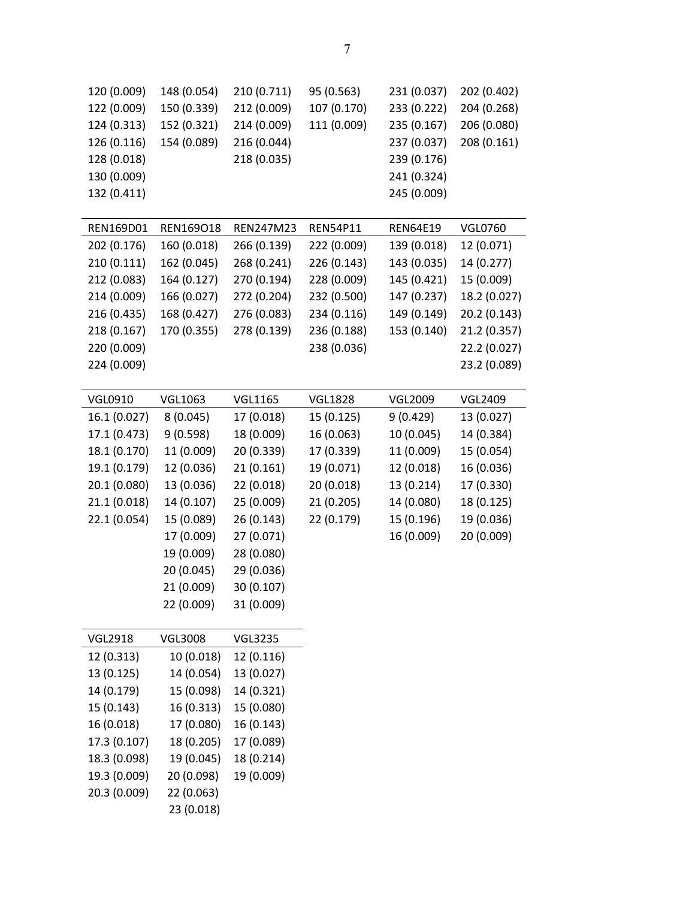| | | | | | |
|---|---|---|---|---|---|
| 120 (0.009) | 148 (0.054) | 210 (0.711) | 95 (0.563) | 231 (0.037) | 202 (0.402) |
| 122 (0.009) | 150 (0.339) | 212 (0.009) | 107 (0.170) | 233 (0.222) | 204 (0.268) |
| 124 (0.313) | 152 (0.321) | 214 (0.009) | 111 (0.009) | 235 (0.167) | 206 (0.080) |
| 126 (0.116) | 154 (0.089) | 216 (0.044) | | 237 (0.037) | 208 (0.161) |
| 128 (0.018) | | 218 (0.035) | | 239 (0.176) | |
| 130 (0.009) | | | | 241 (0.324) | |
| 132 (0.411) | | | | 245 (0.009) | |

| REN169D01 | REN169O18 | REN247M23 | REN54P11 | REN64E19 | VGL0760 |
|---|---|---|---|---|---|
| 202 (0.176) | 160 (0.018) | 266 (0.139) | 222 (0.009) | 139 (0.018) | 12 (0.071) |
| 210 (0.111) | 162 (0.045) | 268 (0.241) | 226 (0.143) | 143 (0.035) | 14 (0.277) |
| 212 (0.083) | 164 (0.127) | 270 (0.194) | 228 (0.009) | 145 (0.421) | 15 (0.009) |
| 214 (0.009) | 166 (0.027) | 272 (0.204) | 232 (0.500) | 147 (0.237) | 18.2 (0.027) |
| 216 (0.435) | 168 (0.427) | 276 (0.083) | 234 (0.116) | 149 (0.149) | 20.2 (0.143) |
| 218 (0.167) | 170 (0.355) | 278 (0.139) | 236 (0.188) | 153 (0.140) | 21.2 (0.357) |
| 220 (0.009) | | | 238 (0.036) | | 22.2 (0.027) |
| 224 (0.009) | | | | | 23.2 (0.089) |

| VGL0910 | VGL1063 | VGL1165 | VGL1828 | VGL2009 | VGL2409 |
|---|---|---|---|---|---|
| 16.1 (0.027) | 8 (0.045) | 17 (0.018) | 15 (0.125) | 9 (0.429) | 13 (0.027) |
| 17.1 (0.473) | 9 (0.598) | 18 (0.009) | 16 (0.063) | 10 (0.045) | 14 (0.384) |
| 18.1 (0.170) | 11 (0.009) | 20 (0.339) | 17 (0.339) | 11 (0.009) | 15 (0.054) |
| 19.1 (0.179) | 12 (0.036) | 21 (0.161) | 19 (0.071) | 12 (0.018) | 16 (0.036) |
| 20.1 (0.080) | 13 (0.036) | 22 (0.018) | 20 (0.018) | 13 (0.214) | 17 (0.330) |
| 21.1 (0.018) | 14 (0.107) | 25 (0.009) | 21 (0.205) | 14 (0.080) | 18 (0.125) |
| 22.1 (0.054) | 15 (0.089) | 26 (0.143) | 22 (0.179) | 15 (0.196) | 19 (0.036) |
| | 17 (0.009) | 27 (0.071) | | 16 (0.009) | 20 (0.009) |
| | 19 (0.009) | 28 (0.080) | | | |
| | 20 (0.045) | 29 (0.036) | | | |
| | 21 (0.009) | 30 (0.107) | | | |
| | 22 (0.009) | 31 (0.009) | | | |

| VGL2918 | VGL3008 | VGL3235 |
|---|---|---|
| 12 (0.313) | 10 (0.018) | 12 (0.116) |
| 13 (0.125) | 14 (0.054) | 13 (0.027) |
| 14 (0.179) | 15 (0.098) | 14 (0.321) |
| 15 (0.143) | 16 (0.313) | 15 (0.080) |
| 16 (0.018) | 17 (0.080) | 16 (0.143) |
| 17.3 (0.107) | 18 (0.205) | 17 (0.089) |
| 18.3 (0.098) | 19 (0.045) | 18 (0.214) |
| 19.3 (0.009) | 20 (0.098) | 19 (0.009) |
| 20.3 (0.009) | 22 (0.063) | |
| | 23 (0.018) | |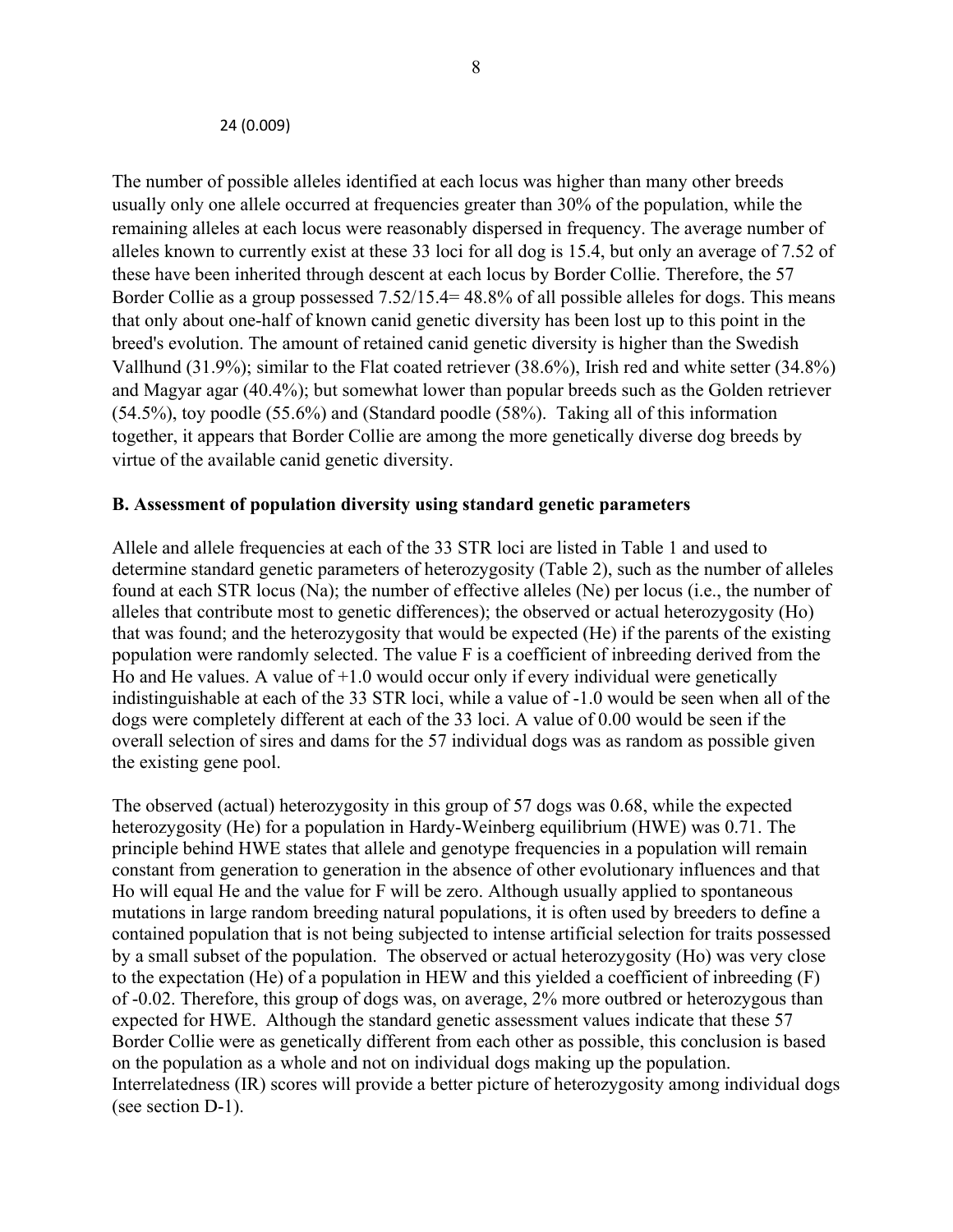24 (0.009)

The number of possible alleles identified at each locus was higher than many other breeds usually only one allele occurred at frequencies greater than 30% of the population, while the remaining alleles at each locus were reasonably dispersed in frequency. The average number of alleles known to currently exist at these 33 loci for all dog is 15.4, but only an average of 7.52 of these have been inherited through descent at each locus by Border Collie. Therefore, the 57 Border Collie as a group possessed 7.52/15.4= 48.8% of all possible alleles for dogs. This means that only about one-half of known canid genetic diversity has been lost up to this point in the breed's evolution. The amount of retained canid genetic diversity is higher than the Swedish Vallhund (31.9%); similar to the Flat coated retriever (38.6%), Irish red and white setter (34.8%) and Magyar agar (40.4%); but somewhat lower than popular breeds such as the Golden retriever (54.5%), toy poodle (55.6%) and (Standard poodle (58%). Taking all of this information together, it appears that Border Collie are among the more genetically diverse dog breeds by virtue of the available canid genetic diversity.

**B. Assessment of population diversity using standard genetic parameters**

Allele and allele frequencies at each of the 33 STR loci are listed in Table 1 and used to determine standard genetic parameters of heterozygosity (Table 2), such as the number of alleles found at each STR locus (Na); the number of effective alleles (Ne) per locus (i.e., the number of alleles that contribute most to genetic differences); the observed or actual heterozygosity (Ho) that was found; and the heterozygosity that would be expected (He) if the parents of the existing population were randomly selected. The value F is a coefficient of inbreeding derived from the Ho and He values. A value of +1.0 would occur only if every individual were genetically indistinguishable at each of the 33 STR loci, while a value of -1.0 would be seen when all of the dogs were completely different at each of the 33 loci. A value of 0.00 would be seen if the overall selection of sires and dams for the 57 individual dogs was as random as possible given the existing gene pool.

The observed (actual) heterozygosity in this group of 57 dogs was 0.68, while the expected heterozygosity (He) for a population in Hardy-Weinberg equilibrium (HWE) was 0.71. The principle behind HWE states that allele and genotype frequencies in a population will remain constant from generation to generation in the absence of other evolutionary influences and that Ho will equal He and the value for F will be zero. Although usually applied to spontaneous mutations in large random breeding natural populations, it is often used by breeders to define a contained population that is not being subjected to intense artificial selection for traits possessed by a small subset of the population. The observed or actual heterozygosity (Ho) was very close to the expectation (He) of a population in HEW and this yielded a coefficient of inbreeding (F) of -0.02. Therefore, this group of dogs was, on average, 2% more outbred or heterozygous than expected for HWE. Although the standard genetic assessment values indicate that these 57 Border Collie were as genetically different from each other as possible, this conclusion is based on the population as a whole and not on individual dogs making up the population. Interrelatedness (IR) scores will provide a better picture of heterozygosity among individual dogs (see section D-1).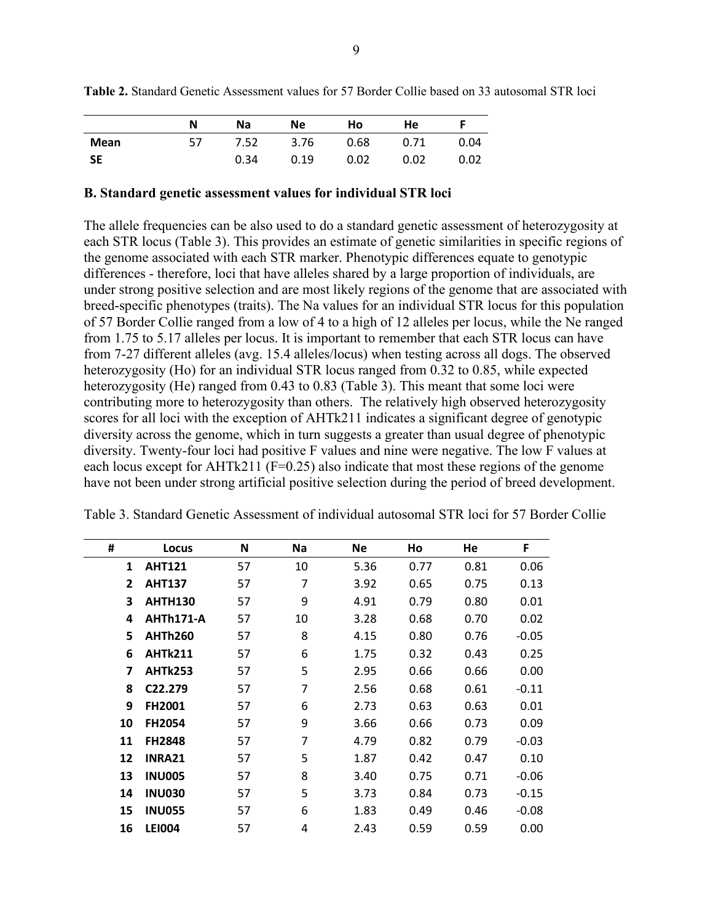**Table 2.** Standard Genetic Assessment values for 57 Border Collie based on 33 autosomal STR loci

| | N | Na | Ne | Ho | He | F |
|---|---|---|---|---|---|---|
| **Mean** | 57 | 7.52 | 3.76 | 0.68 | 0.71 | 0.04 |
| **SE** | | 0.34 | 0.19 | 0.02 | 0.02 | 0.02 |

### B. Standard genetic assessment values for individual STR loci

The allele frequencies can be also used to do a standard genetic assessment of heterozygosity at each STR locus (Table 3). This provides an estimate of genetic similarities in specific regions of the genome associated with each STR marker. Phenotypic differences equate to genotypic differences - therefore, loci that have alleles shared by a large proportion of individuals, are under strong positive selection and are most likely regions of the genome that are associated with breed-specific phenotypes (traits). The Na values for an individual STR locus for this population of 57 Border Collie ranged from a low of 4 to a high of 12 alleles per locus, while the Ne ranged from 1.75 to 5.17 alleles per locus. It is important to remember that each STR locus can have from 7-27 different alleles (avg. 15.4 alleles/locus) when testing across all dogs. The observed heterozygosity (Ho) for an individual STR locus ranged from 0.32 to 0.85, while expected heterozygosity (He) ranged from 0.43 to 0.83 (Table 3). This meant that some loci were contributing more to heterozygosity than others. The relatively high observed heterozygosity scores for all loci with the exception of AHTk211 indicates a significant degree of genotypic diversity across the genome, which in turn suggests a greater than usual degree of phenotypic diversity. Twenty-four loci had positive F values and nine were negative. The low F values at each locus except for AHTk211 (F=0.25) also indicate that most these regions of the genome have not been under strong artificial positive selection during the period of breed development.

Table 3. Standard Genetic Assessment of individual autosomal STR loci for 57 Border Collie

| # | Locus | N | Na | Ne | Ho | He | F |
|---|---|---|---|---|---|---|---|
| 1 | **AHT121** | 57 | 10 | 5.36 | 0.77 | 0.81 | 0.06 |
| 2 | **AHT137** | 57 | 7 | 3.92 | 0.65 | 0.75 | 0.13 |
| 3 | **AHTH130** | 57 | 9 | 4.91 | 0.79 | 0.80 | 0.01 |
| 4 | **AHTh171-A** | 57 | 10 | 3.28 | 0.68 | 0.70 | 0.02 |
| 5 | **AHTh260** | 57 | 8 | 4.15 | 0.80 | 0.76 | -0.05 |
| 6 | **AHTk211** | 57 | 6 | 1.75 | 0.32 | 0.43 | 0.25 |
| 7 | **AHTk253** | 57 | 5 | 2.95 | 0.66 | 0.66 | 0.00 |
| 8 | **C22.279** | 57 | 7 | 2.56 | 0.68 | 0.61 | -0.11 |
| 9 | **FH2001** | 57 | 6 | 2.73 | 0.63 | 0.63 | 0.01 |
| 10 | **FH2054** | 57 | 9 | 3.66 | 0.66 | 0.73 | 0.09 |
| 11 | **FH2848** | 57 | 7 | 4.79 | 0.82 | 0.79 | -0.03 |
| 12 | **INRA21** | 57 | 5 | 1.87 | 0.42 | 0.47 | 0.10 |
| 13 | **INU005** | 57 | 8 | 3.40 | 0.75 | 0.71 | -0.06 |
| 14 | **INU030** | 57 | 5 | 3.73 | 0.84 | 0.73 | -0.15 |
| 15 | **INU055** | 57 | 6 | 1.83 | 0.49 | 0.46 | -0.08 |
| 16 | **LEI004** | 57 | 4 | 2.43 | 0.59 | 0.59 | 0.00 |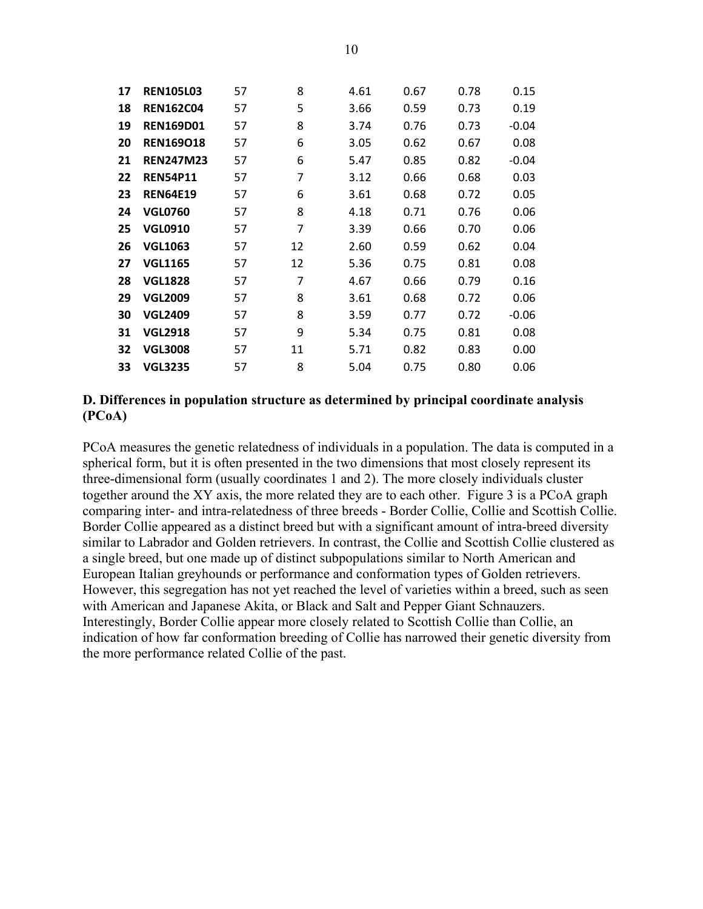| | | | | | | | |
|---|---|---|---|---|---|---|---|
| **17** | **REN105L03** | 57 | 8 | 4.61 | 0.67 | 0.78 | 0.15 |
| **18** | **REN162C04** | 57 | 5 | 3.66 | 0.59 | 0.73 | 0.19 |
| **19** | **REN169D01** | 57 | 8 | 3.74 | 0.76 | 0.73 | -0.04 |
| **20** | **REN169O18** | 57 | 6 | 3.05 | 0.62 | 0.67 | 0.08 |
| **21** | **REN247M23** | 57 | 6 | 5.47 | 0.85 | 0.82 | -0.04 |
| **22** | **REN54P11** | 57 | 7 | 3.12 | 0.66 | 0.68 | 0.03 |
| **23** | **REN64E19** | 57 | 6 | 3.61 | 0.68 | 0.72 | 0.05 |
| **24** | **VGL0760** | 57 | 8 | 4.18 | 0.71 | 0.76 | 0.06 |
| **25** | **VGL0910** | 57 | 7 | 3.39 | 0.66 | 0.70 | 0.06 |
| **26** | **VGL1063** | 57 | 12 | 2.60 | 0.59 | 0.62 | 0.04 |
| **27** | **VGL1165** | 57 | 12 | 5.36 | 0.75 | 0.81 | 0.08 |
| **28** | **VGL1828** | 57 | 7 | 4.67 | 0.66 | 0.79 | 0.16 |
| **29** | **VGL2009** | 57 | 8 | 3.61 | 0.68 | 0.72 | 0.06 |
| **30** | **VGL2409** | 57 | 8 | 3.59 | 0.77 | 0.72 | -0.06 |
| **31** | **VGL2918** | 57 | 9 | 5.34 | 0.75 | 0.81 | 0.08 |
| **32** | **VGL3008** | 57 | 11 | 5.71 | 0.82 | 0.83 | 0.00 |
| **33** | **VGL3235** | 57 | 8 | 5.04 | 0.75 | 0.80 | 0.06 |

**D. Differences in population structure as determined by principal coordinate analysis (PCoA)**

PCoA measures the genetic relatedness of individuals in a population. The data is computed in a spherical form, but it is often presented in the two dimensions that most closely represent its three-dimensional form (usually coordinates 1 and 2). The more closely individuals cluster together around the XY axis, the more related they are to each other. Figure 3 is a PCoA graph comparing inter- and intra-relatedness of three breeds - Border Collie, Collie and Scottish Collie. Border Collie appeared as a distinct breed but with a significant amount of intra-breed diversity similar to Labrador and Golden retrievers. In contrast, the Collie and Scottish Collie clustered as a single breed, but one made up of distinct subpopulations similar to North American and European Italian greyhounds or performance and conformation types of Golden retrievers. However, this segregation has not yet reached the level of varieties within a breed, such as seen with American and Japanese Akita, or Black and Salt and Pepper Giant Schnauzers. Interestingly, Border Collie appear more closely related to Scottish Collie than Collie, an indication of how far conformation breeding of Collie has narrowed their genetic diversity from the more performance related Collie of the past.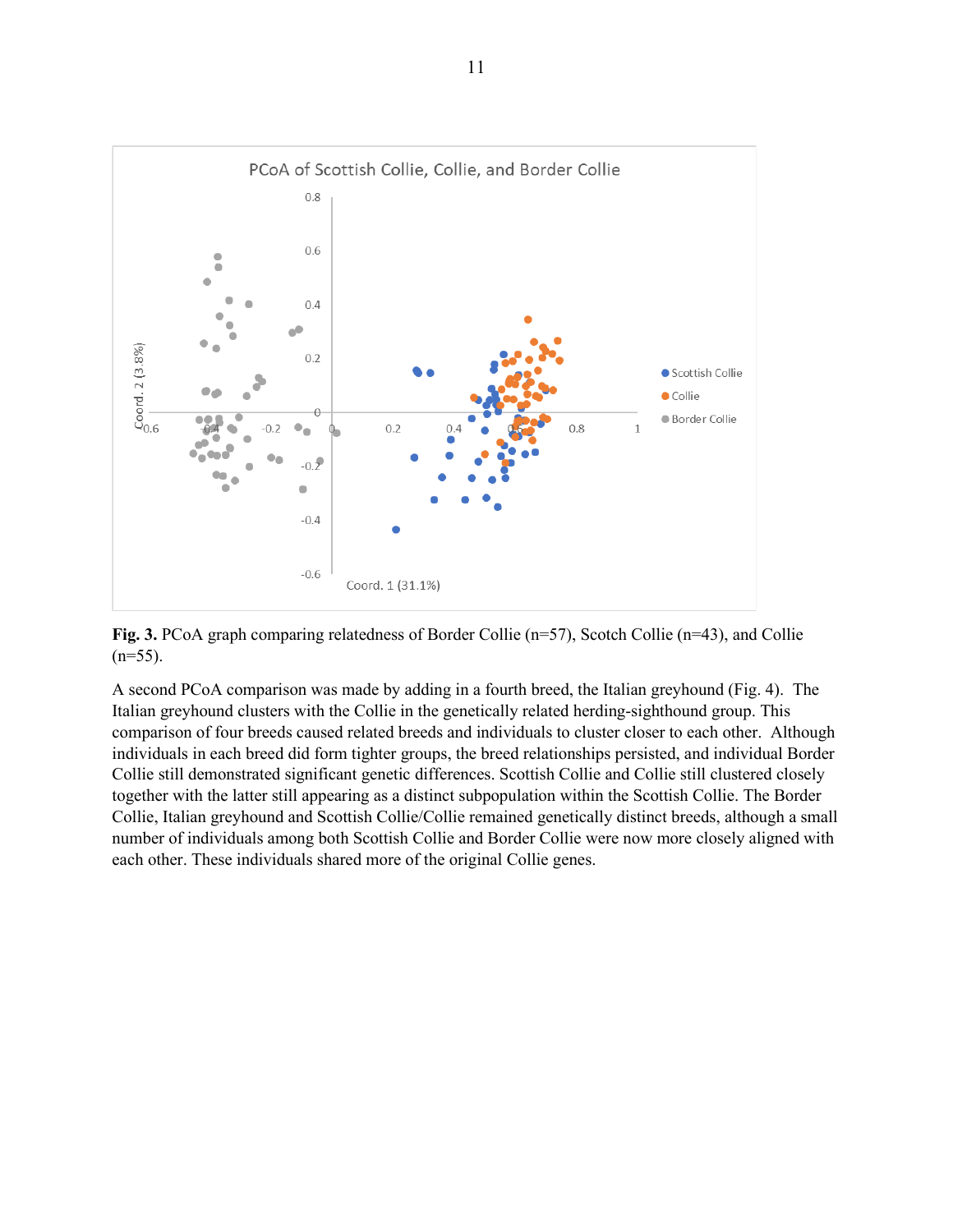**Fig. 3.** PCoA graph comparing relatedness of Border Collie (n=57), Scotch Collie (n=43), and Collie (n=55).

A second PCoA comparison was made by adding in a fourth breed, the Italian greyhound (Fig. 4). The Italian greyhound clusters with the Collie in the genetically related herding-sighthound group. This comparison of four breeds caused related breeds and individuals to cluster closer to each other. Although individuals in each breed did form tighter groups, the breed relationships persisted, and individual Border Collie still demonstrated significant genetic differences. Scottish Collie and Collie still clustered closely together with the latter still appearing as a distinct subpopulation within the Scottish Collie. The Border Collie, Italian greyhound and Scottish Collie/Collie remained genetically distinct breeds, although a small number of individuals among both Scottish Collie and Border Collie were now more closely aligned with each other. These individuals shared more of the original Collie genes.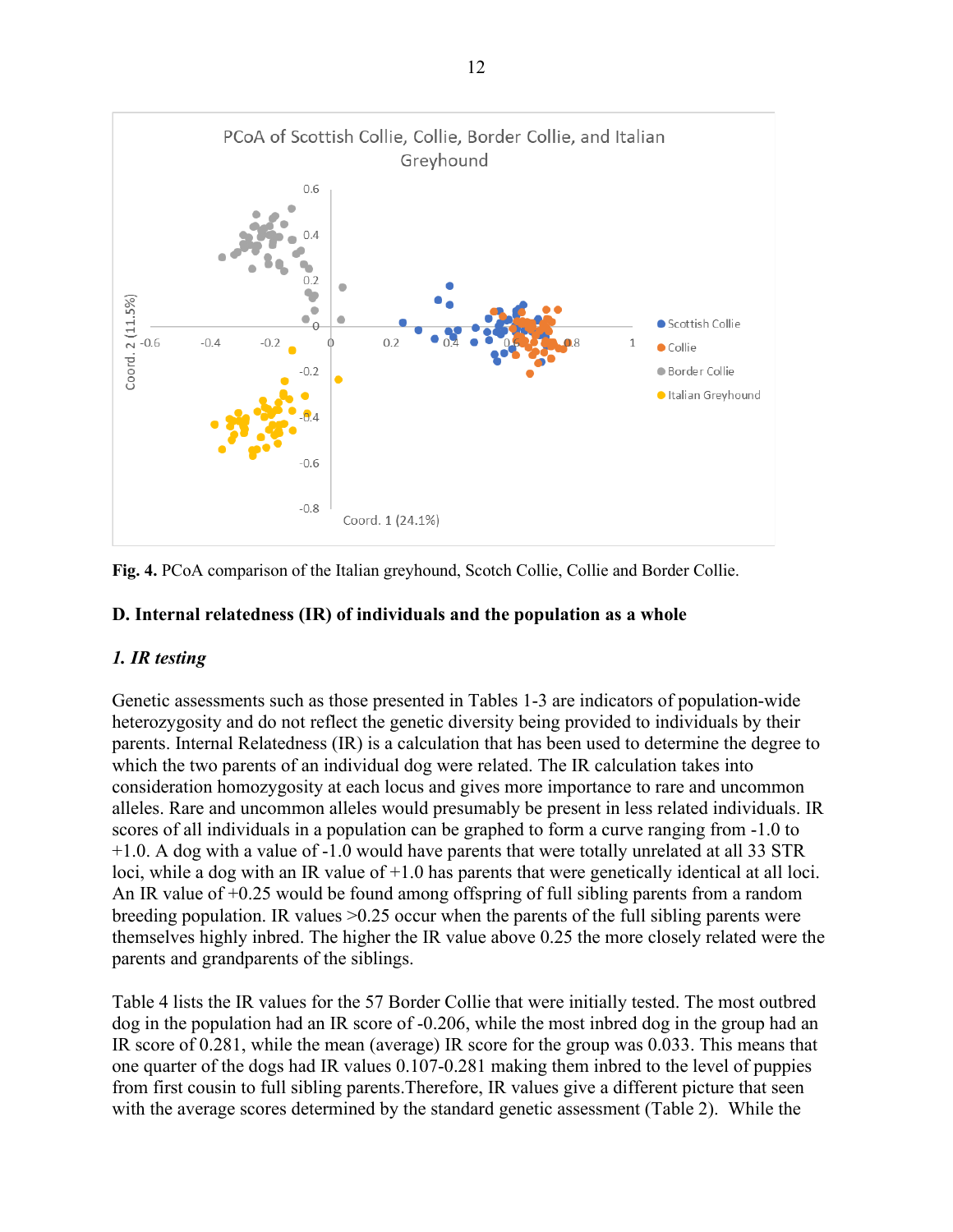Fig. 4. PCoA comparison of the Italian greyhound, Scotch Collie, Collie and Border Collie.

### D. Internal relatedness (IR) of individuals and the population as a whole

#### *1. IR testing*

Genetic assessments such as those presented in Tables 1-3 are indicators of population-wide heterozygosity and do not reflect the genetic diversity being provided to individuals by their parents. Internal Relatedness (IR) is a calculation that has been used to determine the degree to which the two parents of an individual dog were related. The IR calculation takes into consideration homozygosity at each locus and gives more importance to rare and uncommon alleles. Rare and uncommon alleles would presumably be present in less related individuals. IR scores of all individuals in a population can be graphed to form a curve ranging from -1.0 to +1.0. A dog with a value of -1.0 would have parents that were totally unrelated at all 33 STR loci, while a dog with an IR value of +1.0 has parents that were genetically identical at all loci. An IR value of +0.25 would be found among offspring of full sibling parents from a random breeding population. IR values >0.25 occur when the parents of the full sibling parents were themselves highly inbred. The higher the IR value above 0.25 the more closely related were the parents and grandparents of the siblings.

Table 4 lists the IR values for the 57 Border Collie that were initially tested. The most outbred dog in the population had an IR score of -0.206, while the most inbred dog in the group had an IR score of 0.281, while the mean (average) IR score for the group was 0.033. This means that one quarter of the dogs had IR values 0.107-0.281 making them inbred to the level of puppies from first cousin to full sibling parents.Therefore, IR values give a different picture that seen with the average scores determined by the standard genetic assessment (Table 2). While the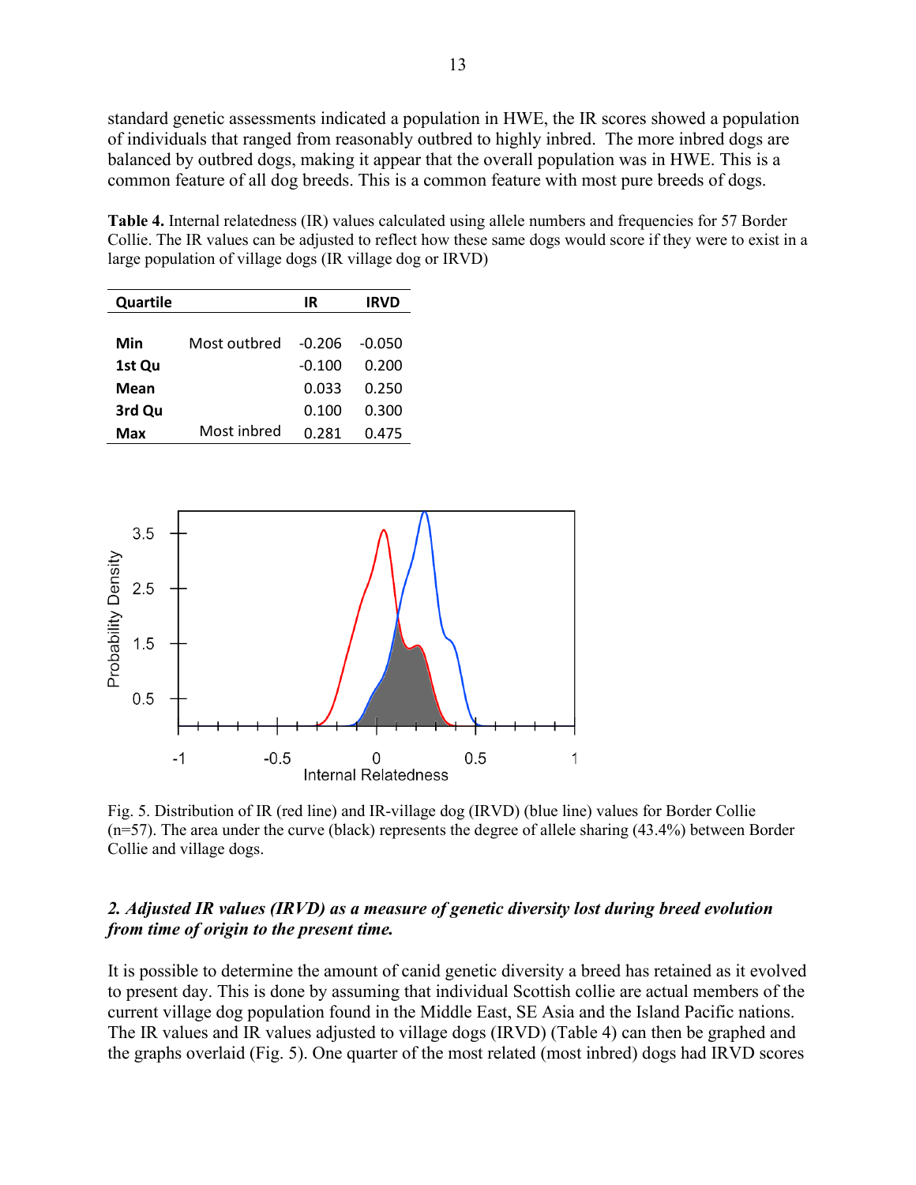standard genetic assessments indicated a population in HWE, the IR scores showed a population of individuals that ranged from reasonably outbred to highly inbred. The more inbred dogs are balanced by outbred dogs, making it appear that the overall population was in HWE. This is a common feature of all dog breeds. This is a common feature with most pure breeds of dogs.

**Table 4.** Internal relatedness (IR) values calculated using allele numbers and frequencies for 57 Border Collie. The IR values can be adjusted to reflect how these same dogs would score if they were to exist in a large population of village dogs (IR village dog or IRVD)

| Quartile | | IR | IRVD |
|---|---|---|---|
| Min | Most outbred | -0.206 | -0.050 |
| 1st Qu | | -0.100 | 0.200 |
| Mean | | 0.033 | 0.250 |
| 3rd Qu | | 0.100 | 0.300 |
| Max | Most inbred | 0.281 | 0.475 |

Fig. 5. Distribution of IR (red line) and IR-village dog (IRVD) (blue line) values for Border Collie (n=57). The area under the curve (black) represents the degree of allele sharing (43.4%) between Border Collie and village dogs.

### *2. Adjusted IR values (IRVD) as a measure of genetic diversity lost during breed evolution from time of origin to the present time.*

It is possible to determine the amount of canid genetic diversity a breed has retained as it evolved to present day. This is done by assuming that individual Scottish collie are actual members of the current village dog population found in the Middle East, SE Asia and the Island Pacific nations. The IR values and IR values adjusted to village dogs (IRVD) (Table 4) can then be graphed and the graphs overlaid (Fig. 5). One quarter of the most related (most inbred) dogs had IRVD scores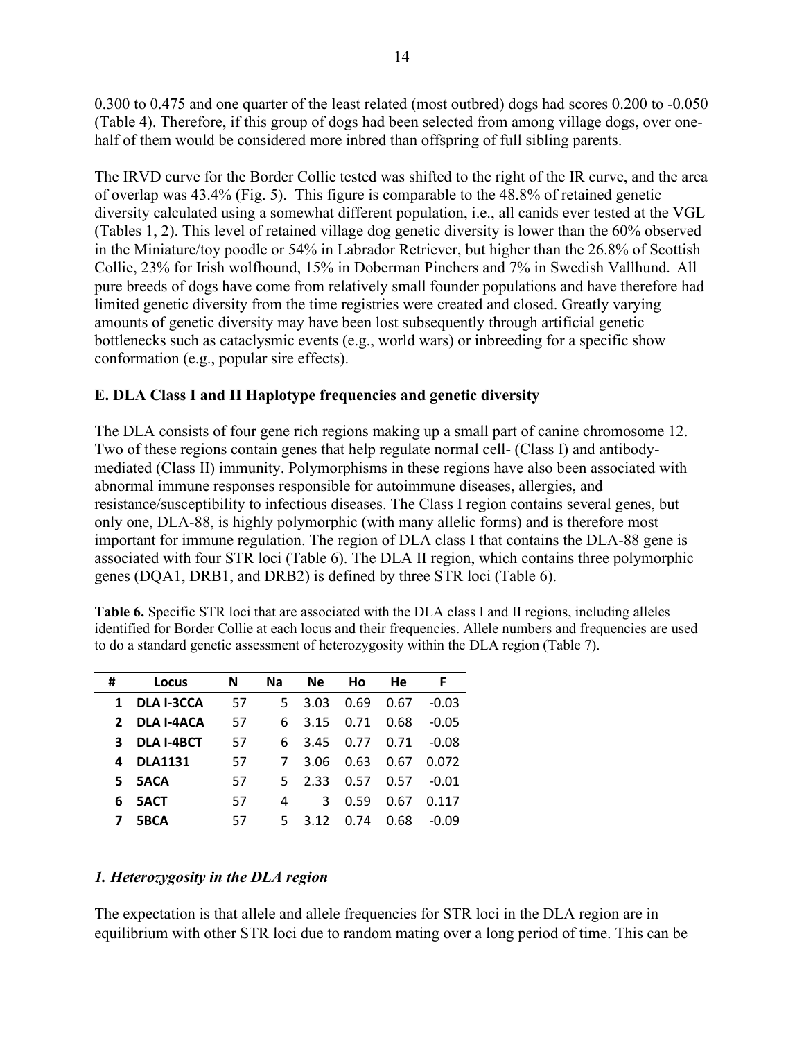0.300 to 0.475 and one quarter of the least related (most outbred) dogs had scores 0.200 to -0.050 (Table 4). Therefore, if this group of dogs had been selected from among village dogs, over one-half of them would be considered more inbred than offspring of full sibling parents.

The IRVD curve for the Border Collie tested was shifted to the right of the IR curve, and the area of overlap was 43.4% (Fig. 5). This figure is comparable to the 48.8% of retained genetic diversity calculated using a somewhat different population, i.e., all canids ever tested at the VGL (Tables 1, 2). This level of retained village dog genetic diversity is lower than the 60% observed in the Miniature/toy poodle or 54% in Labrador Retriever, but higher than the 26.8% of Scottish Collie, 23% for Irish wolfhound, 15% in Doberman Pinchers and 7% in Swedish Vallhund. All pure breeds of dogs have come from relatively small founder populations and have therefore had limited genetic diversity from the time registries were created and closed. Greatly varying amounts of genetic diversity may have been lost subsequently through artificial genetic bottlenecks such as cataclysmic events (e.g., world wars) or inbreeding for a specific show conformation (e.g., popular sire effects).

### E. DLA Class I and II Haplotype frequencies and genetic diversity

The DLA consists of four gene rich regions making up a small part of canine chromosome 12. Two of these regions contain genes that help regulate normal cell- (Class I) and antibody-mediated (Class II) immunity. Polymorphisms in these regions have also been associated with abnormal immune responses responsible for autoimmune diseases, allergies, and resistance/susceptibility to infectious diseases. The Class I region contains several genes, but only one, DLA-88, is highly polymorphic (with many allelic forms) and is therefore most important for immune regulation. The region of DLA class I that contains the DLA-88 gene is associated with four STR loci (Table 6). The DLA II region, which contains three polymorphic genes (DQA1, DRB1, and DRB2) is defined by three STR loci (Table 6).

**Table 6.** Specific STR loci that are associated with the DLA class I and II regions, including alleles identified for Border Collie at each locus and their frequencies. Allele numbers and frequencies are used to do a standard genetic assessment of heterozygosity within the DLA region (Table 7).

| # | Locus | N | Na | Ne | Ho | He | F |
|---|---|---|---|---|---|---|---|
| 1 | DLA I-3CCA | 57 | 5 | 3.03 | 0.69 | 0.67 | -0.03 |
| 2 | DLA I-4ACA | 57 | 6 | 3.15 | 0.71 | 0.68 | -0.05 |
| 3 | DLA I-4BCT | 57 | 6 | 3.45 | 0.77 | 0.71 | -0.08 |
| 4 | DLA1131 | 57 | 7 | 3.06 | 0.63 | 0.67 | 0.072 |
| 5 | 5ACA | 57 | 5 | 2.33 | 0.57 | 0.57 | -0.01 |
| 6 | 5ACT | 57 | 4 | 3 | 0.59 | 0.67 | 0.117 |
| 7 | 5BCA | 57 | 5 | 3.12 | 0.74 | 0.68 | -0.09 |

#### *1. Heterozygosity in the DLA region*

The expectation is that allele and allele frequencies for STR loci in the DLA region are in equilibrium with other STR loci due to random mating over a long period of time. This can be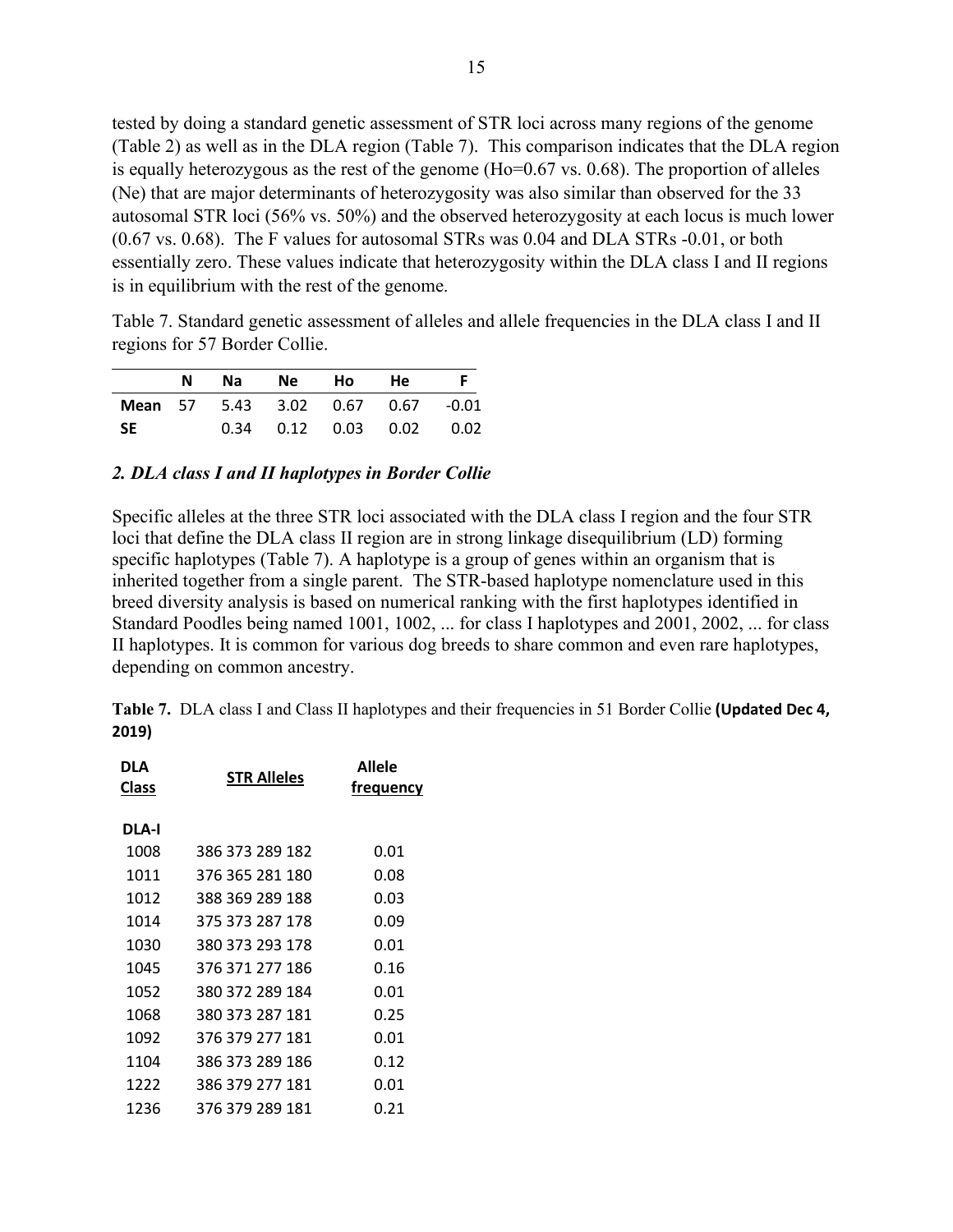tested by doing a standard genetic assessment of STR loci across many regions of the genome (Table 2) as well as in the DLA region (Table 7). This comparison indicates that the DLA region is equally heterozygous as the rest of the genome (Ho=0.67 vs. 0.68). The proportion of alleles (Ne) that are major determinants of heterozygosity was also similar than observed for the 33 autosomal STR loci (56% vs. 50%) and the observed heterozygosity at each locus is much lower (0.67 vs. 0.68). The F values for autosomal STRs was 0.04 and DLA STRs -0.01, or both essentially zero. These values indicate that heterozygosity within the DLA class I and II regions is in equilibrium with the rest of the genome.

Table 7. Standard genetic assessment of alleles and allele frequencies in the DLA class I and II regions for 57 Border Collie.

| | N | Na | Ne | Ho | He | F |
|---|---|---|---|---|---|---|
| **Mean** | 57 | 5.43 | 3.02 | 0.67 | 0.67 | -0.01 |
| **SE** | | 0.34 | 0.12 | 0.03 | 0.02 | 0.02 |

### *2. DLA class I and II haplotypes in Border Collie*

Specific alleles at the three STR loci associated with the DLA class I region and the four STR loci that define the DLA class II region are in strong linkage disequilibrium (LD) forming specific haplotypes (Table 7). A haplotype is a group of genes within an organism that is inherited together from a single parent. The STR-based haplotype nomenclature used in this breed diversity analysis is based on numerical ranking with the first haplotypes identified in Standard Poodles being named 1001, 1002, ... for class I haplotypes and 2001, 2002, ... for class II haplotypes. It is common for various dog breeds to share common and even rare haplotypes, depending on common ancestry.

**Table 7.** DLA class I and Class II haplotypes and their frequencies in 51 Border Collie **(Updated Dec 4, 2019)**

| DLA Class | STR Alleles | Allele frequency |
|---|---|---|
| **DLA-I** | | |
| 1008 | 386 373 289 182 | 0.01 |
| 1011 | 376 365 281 180 | 0.08 |
| 1012 | 388 369 289 188 | 0.03 |
| 1014 | 375 373 287 178 | 0.09 |
| 1030 | 380 373 293 178 | 0.01 |
| 1045 | 376 371 277 186 | 0.16 |
| 1052 | 380 372 289 184 | 0.01 |
| 1068 | 380 373 287 181 | 0.25 |
| 1092 | 376 379 277 181 | 0.01 |
| 1104 | 386 373 289 186 | 0.12 |
| 1222 | 386 379 277 181 | 0.01 |
| 1236 | 376 379 289 181 | 0.21 |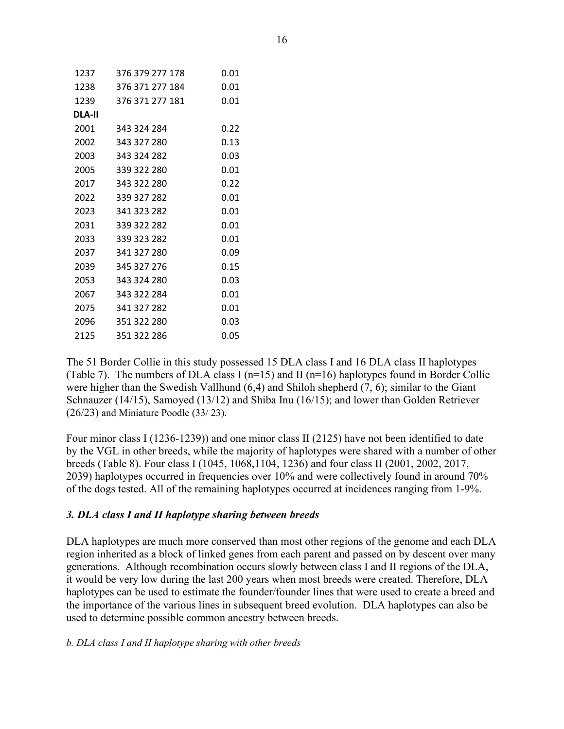| | | |
|---|---|---|
| 1237 | 376 379 277 178 | 0.01 |
| 1238 | 376 371 277 184 | 0.01 |
| 1239 | 376 371 277 181 | 0.01 |
| **DLA-II** | | |
| 2001 | 343 324 284 | 0.22 |
| 2002 | 343 327 280 | 0.13 |
| 2003 | 343 324 282 | 0.03 |
| 2005 | 339 322 280 | 0.01 |
| 2017 | 343 322 280 | 0.22 |
| 2022 | 339 327 282 | 0.01 |
| 2023 | 341 323 282 | 0.01 |
| 2031 | 339 322 282 | 0.01 |
| 2033 | 339 323 282 | 0.01 |
| 2037 | 341 327 280 | 0.09 |
| 2039 | 345 327 276 | 0.15 |
| 2053 | 343 324 280 | 0.03 |
| 2067 | 343 322 284 | 0.01 |
| 2075 | 341 327 282 | 0.01 |
| 2096 | 351 322 280 | 0.03 |
| 2125 | 351 322 286 | 0.05 |

The 51 Border Collie in this study possessed 15 DLA class I and 16 DLA class II haplotypes (Table 7). The numbers of DLA class I (n=15) and II (n=16) haplotypes found in Border Collie were higher than the Swedish Vallhund (6,4) and Shiloh shepherd (7, 6); similar to the Giant Schnauzer (14/15), Samoyed (13/12) and Shiba Inu (16/15); and lower than Golden Retriever (26/23) and Miniature Poodle (33/ 23).

Four minor class I (1236-1239)) and one minor class II (2125) have not been identified to date by the VGL in other breeds, while the majority of haplotypes were shared with a number of other breeds (Table 8). Four class I (1045, 1068,1104, 1236) and four class II (2001, 2002, 2017, 2039) haplotypes occurred in frequencies over 10% and were collectively found in around 70% of the dogs tested. All of the remaining haplotypes occurred at incidences ranging from 1-9%.

### *3. DLA class I and II haplotype sharing between breeds*

DLA haplotypes are much more conserved than most other regions of the genome and each DLA region inherited as a block of linked genes from each parent and passed on by descent over many generations. Although recombination occurs slowly between class I and II regions of the DLA, it would be very low during the last 200 years when most breeds were created. Therefore, DLA haplotypes can be used to estimate the founder/founder lines that were used to create a breed and the importance of the various lines in subsequent breed evolution. DLA haplotypes can also be used to determine possible common ancestry between breeds.

*b. DLA class I and II haplotype sharing with other breeds*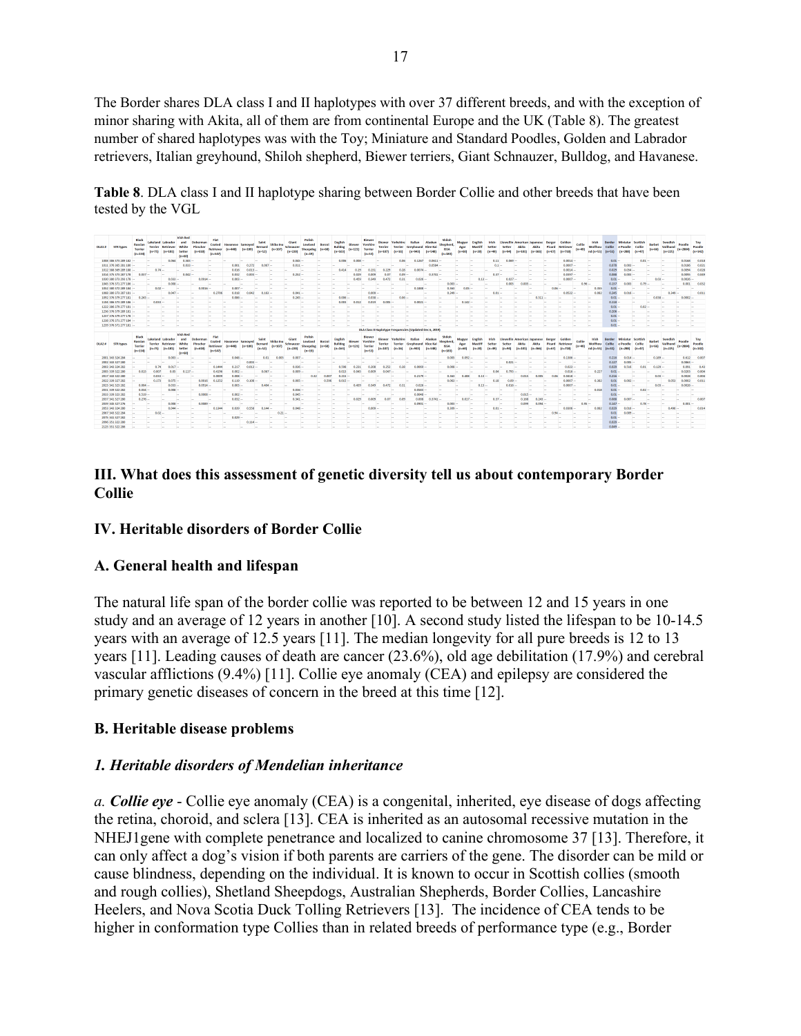The Border shares DLA class I and II haplotypes with over 37 different breeds, and with the exception of minor sharing with Akita, all of them are from continental Europe and the UK (Table 8). The greatest number of shared haplotypes was with the Toy; Miniature and Standard Poodles, Golden and Labrador retrievers, Italian greyhound, Shiloh shepherd, Biewer terriers, Giant Schnauzer, Bulldog, and Havanese.

**Table 8**. DLA class I and II haplotype sharing between Border Collie and other breeds that have been tested by the VGL

## III. What does this assessment of genetic diversity tell us about contemporary Border Collie

## IV. Heritable disorders of Border Collie

### A. General health and lifespan

The natural life span of the border collie was reported to be between 12 and 15 years in one study and an average of 12 years in another [10]. A second study listed the lifespan to be 10-14.5 years with an average of 12.5 years [11]. The median longevity for all pure breeds is 12 to 13 years [11]. Leading causes of death are cancer (23.6%), old age debilitation (17.9%) and cerebral vascular afflictions (9.4%) [11]. Collie eye anomaly (CEA) and epilepsy are considered the primary genetic diseases of concern in the breed at this time [12].

### B. Heritable disease problems

#### *1. Heritable disorders of Mendelian inheritance*

*a.* ***Collie eye*** - Collie eye anomaly (CEA) is a congenital, inherited, eye disease of dogs affecting the retina, choroid, and sclera [13]. CEA is inherited as an autosomal recessive mutation in the NHEJ1gene with complete penetrance and localized to canine chromosome 37 [13]. Therefore, it can only affect a dog's vision if both parents are carriers of the gene. The disorder can be mild or cause blindness, depending on the individual. It is known to occur in Scottish collies (smooth and rough collies), Shetland Sheepdogs, Australian Shepherds, Border Collies, Lancashire Heelers, and Nova Scotia Duck Tolling Retrievers [13]. The incidence of CEA tends to be higher in conformation type Collies than in related breeds of performance type (e.g., Border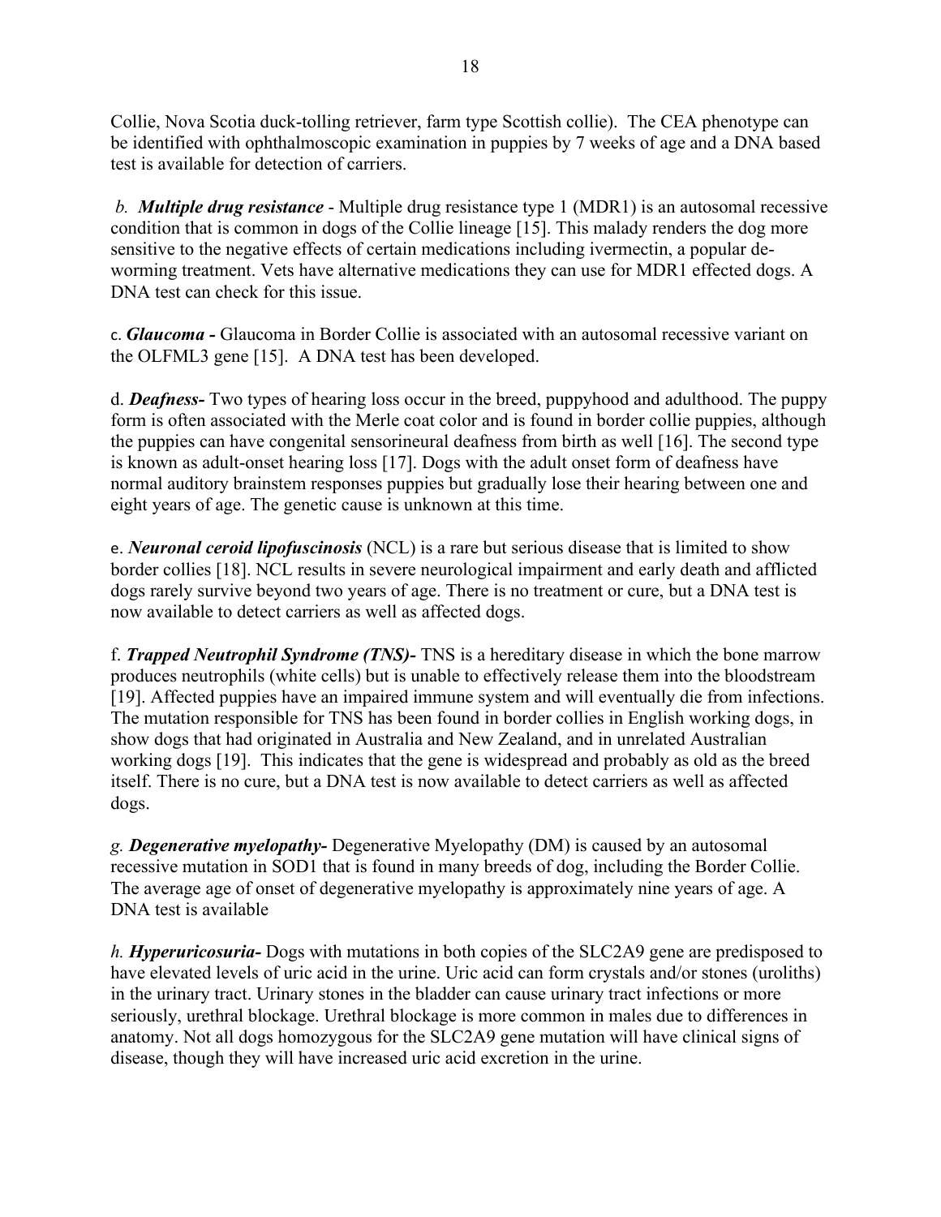Collie, Nova Scotia duck-tolling retriever, farm type Scottish collie). The CEA phenotype can be identified with ophthalmoscopic examination in puppies by 7 weeks of age and a DNA based test is available for detection of carriers.

*b.* ***Multiple drug resistance*** - Multiple drug resistance type 1 (MDR1) is an autosomal recessive condition that is common in dogs of the Collie lineage [15]. This malady renders the dog more sensitive to the negative effects of certain medications including ivermectin, a popular de-worming treatment. Vets have alternative medications they can use for MDR1 effected dogs. A DNA test can check for this issue.

c. ***Glaucoma -*** Glaucoma in Border Collie is associated with an autosomal recessive variant on the OLFML3 gene [15]. A DNA test has been developed.

d. ***Deafness-*** Two types of hearing loss occur in the breed, puppyhood and adulthood. The puppy form is often associated with the Merle coat color and is found in border collie puppies, although the puppies can have congenital sensorineural deafness from birth as well [16]. The second type is known as adult-onset hearing loss [17]. Dogs with the adult onset form of deafness have normal auditory brainstem responses puppies but gradually lose their hearing between one and eight years of age. The genetic cause is unknown at this time.

e. ***Neuronal ceroid lipofuscinosis*** (NCL) is a rare but serious disease that is limited to show border collies [18]. NCL results in severe neurological impairment and early death and afflicted dogs rarely survive beyond two years of age. There is no treatment or cure, but a DNA test is now available to detect carriers as well as affected dogs.

f. ***Trapped Neutrophil Syndrome (TNS)-*** TNS is a hereditary disease in which the bone marrow produces neutrophils (white cells) but is unable to effectively release them into the bloodstream [19]. Affected puppies have an impaired immune system and will eventually die from infections. The mutation responsible for TNS has been found in border collies in English working dogs, in show dogs that had originated in Australia and New Zealand, and in unrelated Australian working dogs [19]. This indicates that the gene is widespread and probably as old as the breed itself. There is no cure, but a DNA test is now available to detect carriers as well as affected dogs.

*g.* ***Degenerative myelopathy-*** Degenerative Myelopathy (DM) is caused by an autosomal recessive mutation in SOD1 that is found in many breeds of dog, including the Border Collie. The average age of onset of degenerative myelopathy is approximately nine years of age. A DNA test is available

*h.* ***Hyperuricosuria-*** Dogs with mutations in both copies of the SLC2A9 gene are predisposed to have elevated levels of uric acid in the urine. Uric acid can form crystals and/or stones (uroliths) in the urinary tract. Urinary stones in the bladder can cause urinary tract infections or more seriously, urethral blockage. Urethral blockage is more common in males due to differences in anatomy. Not all dogs homozygous for the SLC2A9 gene mutation will have clinical signs of disease, though they will have increased uric acid excretion in the urine.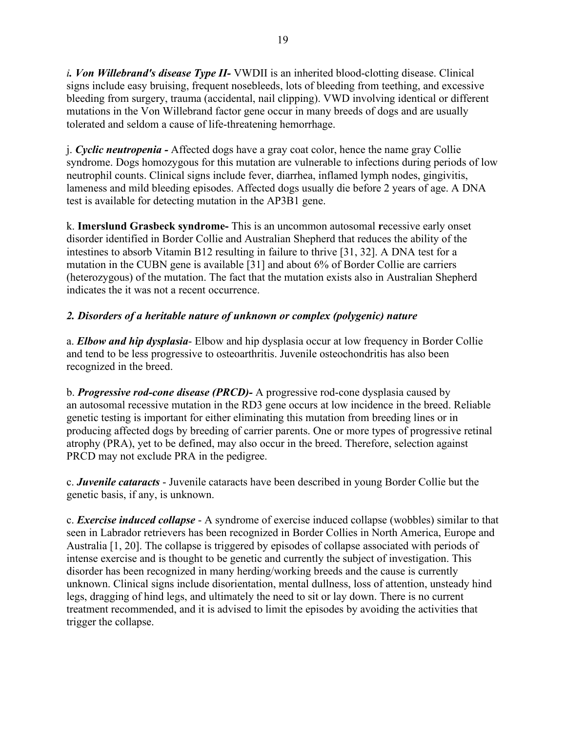*i. Von Willebrand's disease Type II-* VWDII is an inherited blood-clotting disease. Clinical signs include easy bruising, frequent nosebleeds, lots of bleeding from teething, and excessive bleeding from surgery, trauma (accidental, nail clipping). VWD involving identical or different mutations in the Von Willebrand factor gene occur in many breeds of dogs and are usually tolerated and seldom a cause of life-threatening hemorrhage.

j. ***Cyclic neutropenia -*** Affected dogs have a gray coat color, hence the name gray Collie syndrome. Dogs homozygous for this mutation are vulnerable to infections during periods of low neutrophil counts. Clinical signs include fever, diarrhea, inflamed lymph nodes, gingivitis, lameness and mild bleeding episodes. Affected dogs usually die before 2 years of age. A DNA test is available for detecting mutation in the AP3B1 gene.

k. **Imerslund Grasbeck syndrome-** This is an uncommon autosomal **r**ecessive early onset disorder identified in Border Collie and Australian Shepherd that reduces the ability of the intestines to absorb Vitamin B12 resulting in failure to thrive [31, 32]. A DNA test for a mutation in the CUBN gene is available [31] and about 6% of Border Collie are carriers (heterozygous) of the mutation. The fact that the mutation exists also in Australian Shepherd indicates the it was not a recent occurrence.

*2. Disorders of a heritable nature of unknown or complex (polygenic) nature*

a. ***Elbow and hip dysplasia***- Elbow and hip dysplasia occur at low frequency in Border Collie and tend to be less progressive to osteoarthritis. Juvenile osteochondritis has also been recognized in the breed.

b. ***Progressive rod-cone disease (PRCD)-*** A progressive rod-cone dysplasia caused by an autosomal recessive mutation in the RD3 gene occurs at low incidence in the breed. Reliable genetic testing is important for either eliminating this mutation from breeding lines or in producing affected dogs by breeding of carrier parents. One or more types of progressive retinal atrophy (PRA), yet to be defined, may also occur in the breed. Therefore, selection against PRCD may not exclude PRA in the pedigree.

c. ***Juvenile cataracts*** - Juvenile cataracts have been described in young Border Collie but the genetic basis, if any, is unknown.

c. ***Exercise induced collapse*** - A syndrome of exercise induced collapse (wobbles) similar to that seen in Labrador retrievers has been recognized in Border Collies in North America, Europe and Australia [1, 20]. The collapse is triggered by episodes of collapse associated with periods of intense exercise and is thought to be genetic and currently the subject of investigation. This disorder has been recognized in many herding/working breeds and the cause is currently unknown. Clinical signs include disorientation, mental dullness, loss of attention, unsteady hind legs, dragging of hind legs, and ultimately the need to sit or lay down. There is no current treatment recommended, and it is advised to limit the episodes by avoiding the activities that trigger the collapse.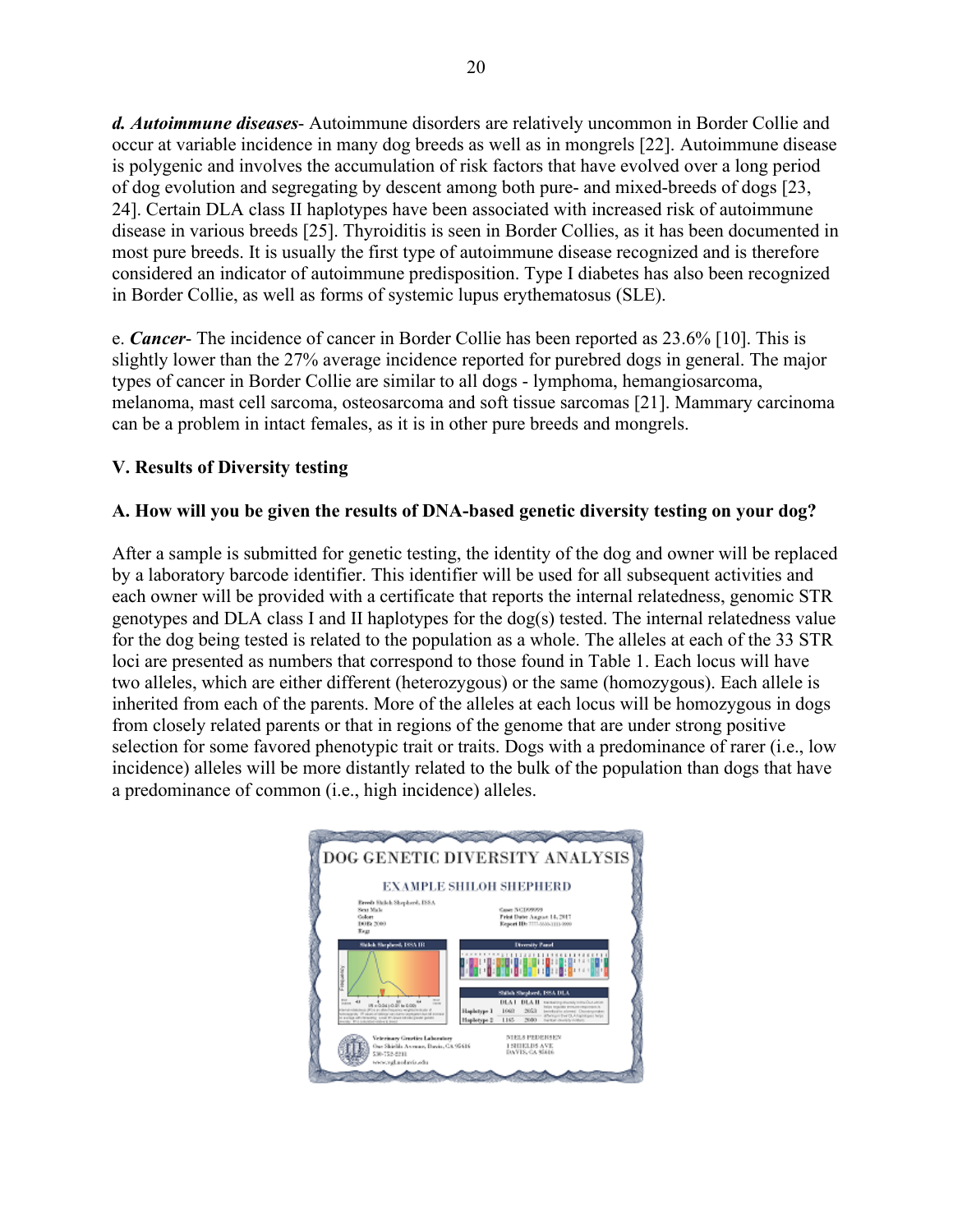***d. Autoimmune diseases***- Autoimmune disorders are relatively uncommon in Border Collie and occur at variable incidence in many dog breeds as well as in mongrels [22]. Autoimmune disease is polygenic and involves the accumulation of risk factors that have evolved over a long period of dog evolution and segregating by descent among both pure- and mixed-breeds of dogs [23, 24]. Certain DLA class II haplotypes have been associated with increased risk of autoimmune disease in various breeds [25]. Thyroiditis is seen in Border Collies, as it has been documented in most pure breeds. It is usually the first type of autoimmune disease recognized and is therefore considered an indicator of autoimmune predisposition. Type I diabetes has also been recognized in Border Collie, as well as forms of systemic lupus erythematosus (SLE).

e. ***Cancer***- The incidence of cancer in Border Collie has been reported as 23.6% [10]. This is slightly lower than the 27% average incidence reported for purebred dogs in general. The major types of cancer in Border Collie are similar to all dogs - lymphoma, hemangiosarcoma, melanoma, mast cell sarcoma, osteosarcoma and soft tissue sarcomas [21]. Mammary carcinoma can be a problem in intact females, as it is in other pure breeds and mongrels.

## V. Results of Diversity testing

### A. How will you be given the results of DNA-based genetic diversity testing on your dog?

After a sample is submitted for genetic testing, the identity of the dog and owner will be replaced by a laboratory barcode identifier. This identifier will be used for all subsequent activities and each owner will be provided with a certificate that reports the internal relatedness, genomic STR genotypes and DLA class I and II haplotypes for the dog(s) tested. The internal relatedness value for the dog being tested is related to the population as a whole. The alleles at each of the 33 STR loci are presented as numbers that correspond to those found in Table 1. Each locus will have two alleles, which are either different (heterozygous) or the same (homozygous). Each allele is inherited from each of the parents. More of the alleles at each locus will be homozygous in dogs from closely related parents or that in regions of the genome that are under strong positive selection for some favored phenotypic trait or traits. Dogs with a predominance of rarer (i.e., low incidence) alleles will be more distantly related to the bulk of the population than dogs that have a predominance of common (i.e., high incidence) alleles.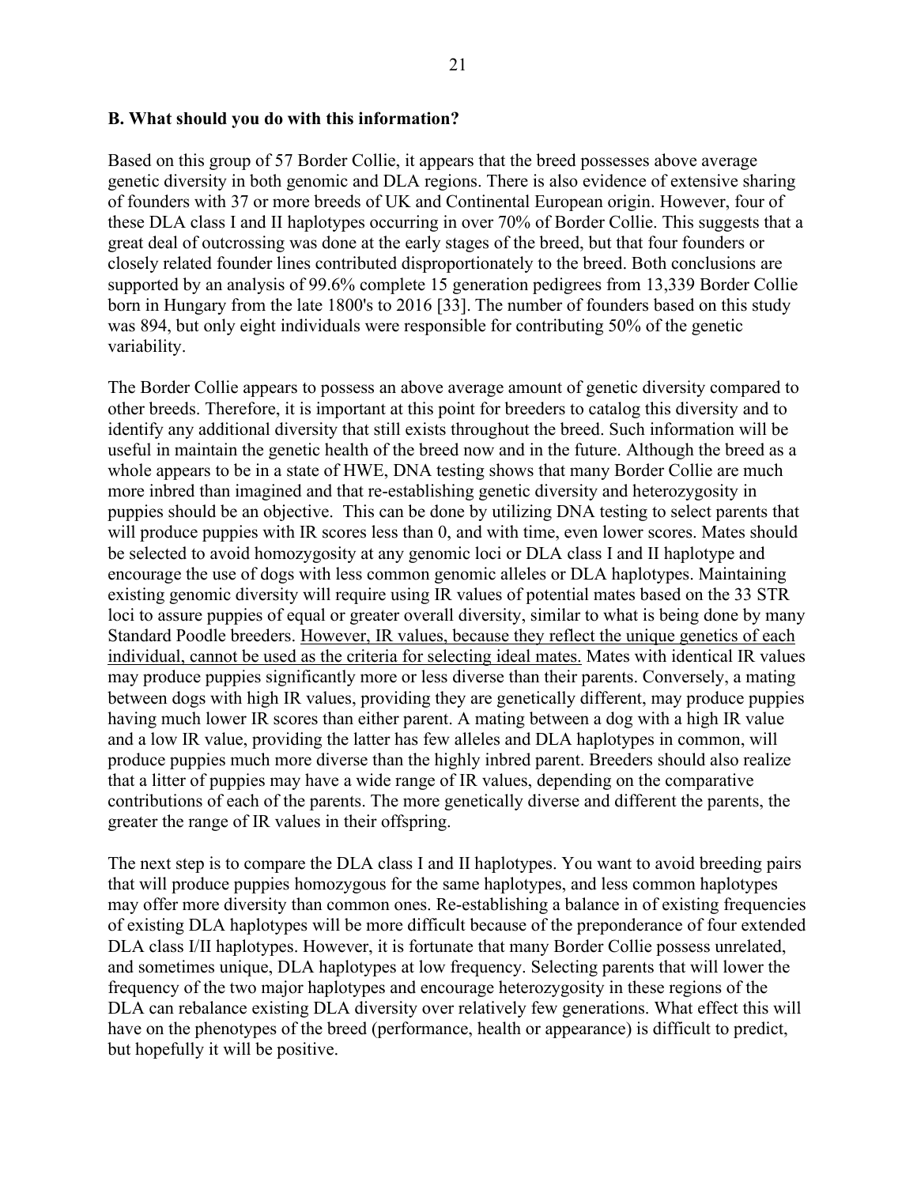### B. What should you do with this information?

Based on this group of 57 Border Collie, it appears that the breed possesses above average genetic diversity in both genomic and DLA regions. There is also evidence of extensive sharing of founders with 37 or more breeds of UK and Continental European origin. However, four of these DLA class I and II haplotypes occurring in over 70% of Border Collie. This suggests that a great deal of outcrossing was done at the early stages of the breed, but that four founders or closely related founder lines contributed disproportionately to the breed. Both conclusions are supported by an analysis of 99.6% complete 15 generation pedigrees from 13,339 Border Collie born in Hungary from the late 1800's to 2016 [33]. The number of founders based on this study was 894, but only eight individuals were responsible for contributing 50% of the genetic variability.

The Border Collie appears to possess an above average amount of genetic diversity compared to other breeds. Therefore, it is important at this point for breeders to catalog this diversity and to identify any additional diversity that still exists throughout the breed. Such information will be useful in maintain the genetic health of the breed now and in the future. Although the breed as a whole appears to be in a state of HWE, DNA testing shows that many Border Collie are much more inbred than imagined and that re-establishing genetic diversity and heterozygosity in puppies should be an objective. This can be done by utilizing DNA testing to select parents that will produce puppies with IR scores less than 0, and with time, even lower scores. Mates should be selected to avoid homozygosity at any genomic loci or DLA class I and II haplotype and encourage the use of dogs with less common genomic alleles or DLA haplotypes. Maintaining existing genomic diversity will require using IR values of potential mates based on the 33 STR loci to assure puppies of equal or greater overall diversity, similar to what is being done by many Standard Poodle breeders. <u>However, IR values, because they reflect the unique genetics of each individual, cannot be used as the criteria for selecting ideal mates.</u> Mates with identical IR values may produce puppies significantly more or less diverse than their parents. Conversely, a mating between dogs with high IR values, providing they are genetically different, may produce puppies having much lower IR scores than either parent. A mating between a dog with a high IR value and a low IR value, providing the latter has few alleles and DLA haplotypes in common, will produce puppies much more diverse than the highly inbred parent. Breeders should also realize that a litter of puppies may have a wide range of IR values, depending on the comparative contributions of each of the parents. The more genetically diverse and different the parents, the greater the range of IR values in their offspring.

The next step is to compare the DLA class I and II haplotypes. You want to avoid breeding pairs that will produce puppies homozygous for the same haplotypes, and less common haplotypes may offer more diversity than common ones. Re-establishing a balance in of existing frequencies of existing DLA haplotypes will be more difficult because of the preponderance of four extended DLA class I/II haplotypes. However, it is fortunate that many Border Collie possess unrelated, and sometimes unique, DLA haplotypes at low frequency. Selecting parents that will lower the frequency of the two major haplotypes and encourage heterozygosity in these regions of the DLA can rebalance existing DLA diversity over relatively few generations. What effect this will have on the phenotypes of the breed (performance, health or appearance) is difficult to predict, but hopefully it will be positive.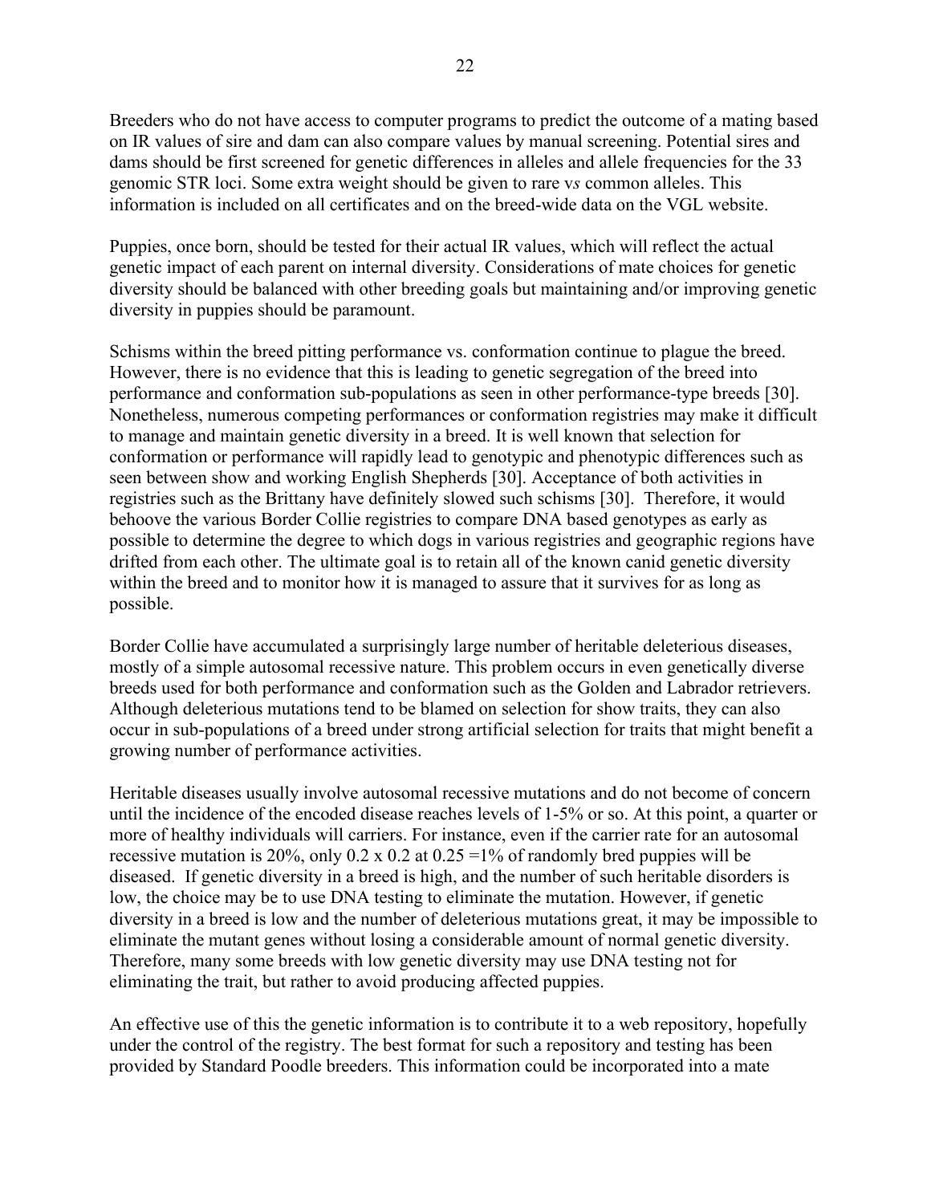Breeders who do not have access to computer programs to predict the outcome of a mating based on IR values of sire and dam can also compare values by manual screening. Potential sires and dams should be first screened for genetic differences in alleles and allele frequencies for the 33 genomic STR loci. Some extra weight should be given to rare v*s* common alleles. This information is included on all certificates and on the breed-wide data on the VGL website.

Puppies, once born, should be tested for their actual IR values, which will reflect the actual genetic impact of each parent on internal diversity. Considerations of mate choices for genetic diversity should be balanced with other breeding goals but maintaining and/or improving genetic diversity in puppies should be paramount.

Schisms within the breed pitting performance vs. conformation continue to plague the breed. However, there is no evidence that this is leading to genetic segregation of the breed into performance and conformation sub-populations as seen in other performance-type breeds [30]. Nonetheless, numerous competing performances or conformation registries may make it difficult to manage and maintain genetic diversity in a breed. It is well known that selection for conformation or performance will rapidly lead to genotypic and phenotypic differences such as seen between show and working English Shepherds [30]. Acceptance of both activities in registries such as the Brittany have definitely slowed such schisms [30]. Therefore, it would behoove the various Border Collie registries to compare DNA based genotypes as early as possible to determine the degree to which dogs in various registries and geographic regions have drifted from each other. The ultimate goal is to retain all of the known canid genetic diversity within the breed and to monitor how it is managed to assure that it survives for as long as possible.

Border Collie have accumulated a surprisingly large number of heritable deleterious diseases, mostly of a simple autosomal recessive nature. This problem occurs in even genetically diverse breeds used for both performance and conformation such as the Golden and Labrador retrievers. Although deleterious mutations tend to be blamed on selection for show traits, they can also occur in sub-populations of a breed under strong artificial selection for traits that might benefit a growing number of performance activities.

Heritable diseases usually involve autosomal recessive mutations and do not become of concern until the incidence of the encoded disease reaches levels of 1-5% or so. At this point, a quarter or more of healthy individuals will carriers. For instance, even if the carrier rate for an autosomal recessive mutation is 20%, only 0.2 x 0.2 at 0.25 =1% of randomly bred puppies will be diseased. If genetic diversity in a breed is high, and the number of such heritable disorders is low, the choice may be to use DNA testing to eliminate the mutation. However, if genetic diversity in a breed is low and the number of deleterious mutations great, it may be impossible to eliminate the mutant genes without losing a considerable amount of normal genetic diversity. Therefore, many some breeds with low genetic diversity may use DNA testing not for eliminating the trait, but rather to avoid producing affected puppies.

An effective use of this the genetic information is to contribute it to a web repository, hopefully under the control of the registry. The best format for such a repository and testing has been provided by Standard Poodle breeders. This information could be incorporated into a mate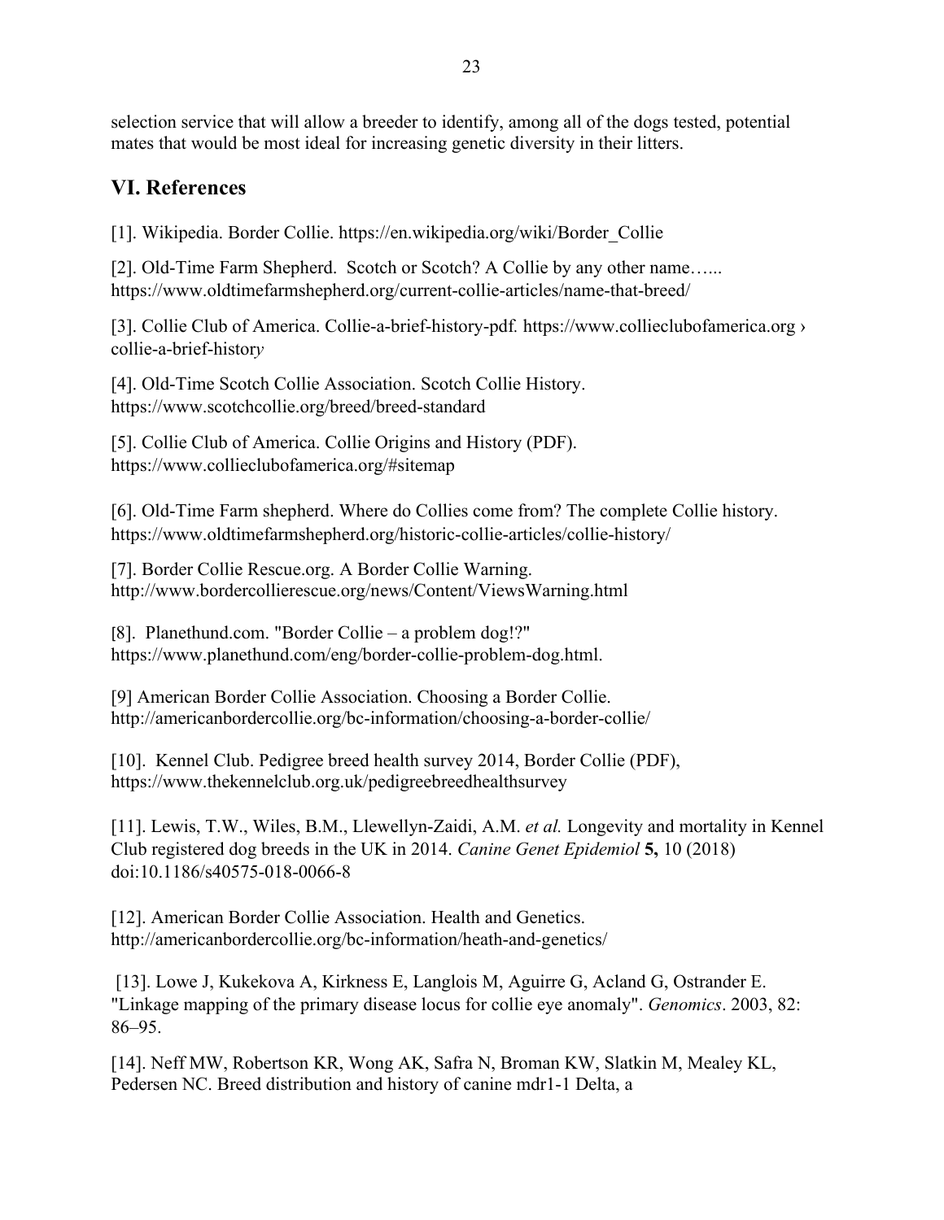selection service that will allow a breeder to identify, among all of the dogs tested, potential mates that would be most ideal for increasing genetic diversity in their litters.

## VI. References

[1]. Wikipedia. Border Collie. https://en.wikipedia.org/wiki/Border_Collie

[2]. Old-Time Farm Shepherd. Scotch or Scotch? A Collie by any other name…... https://www.oldtimefarmshepherd.org/current-collie-articles/name-that-breed/

[3]. Collie Club of America. Collie-a-brief-history-pdf. https://www.collieclubofamerica.org › collie-a-brief-histor*y*

[4]. Old-Time Scotch Collie Association. Scotch Collie History. https://www.scotchcollie.org/breed/breed-standard

[5]. Collie Club of America. Collie Origins and History (PDF). https://www.collieclubofamerica.org/#sitemap

[6]. Old-Time Farm shepherd. Where do Collies come from? The complete Collie history. https://www.oldtimefarmshepherd.org/historic-collie-articles/collie-history/

[7]. Border Collie Rescue.org. A Border Collie Warning. http://www.bordercollierescue.org/news/Content/ViewsWarning.html

[8]. Planethund.com. "Border Collie – a problem dog!?" https://www.planethund.com/eng/border-collie-problem-dog.html.

[9] American Border Collie Association. Choosing a Border Collie. http://americanbordercollie.org/bc-information/choosing-a-border-collie/

[10]. Kennel Club. Pedigree breed health survey 2014, Border Collie (PDF), https://www.thekennelclub.org.uk/pedigreebreedhealthsurvey

[11]. Lewis, T.W., Wiles, B.M., Llewellyn-Zaidi, A.M. *et al.* Longevity and mortality in Kennel Club registered dog breeds in the UK in 2014. *Canine Genet Epidemiol* **5,** 10 (2018) doi:10.1186/s40575-018-0066-8

[12]. American Border Collie Association. Health and Genetics. http://americanbordercollie.org/bc-information/heath-and-genetics/

[13]. Lowe J, Kukekova A, Kirkness E, Langlois M, Aguirre G, Acland G, Ostrander E. "Linkage mapping of the primary disease locus for collie eye anomaly". *Genomics*. 2003, 82: 86–95.

[14]. Neff MW, Robertson KR, Wong AK, Safra N, Broman KW, Slatkin M, Mealey KL, Pedersen NC. Breed distribution and history of canine mdr1-1 Delta, a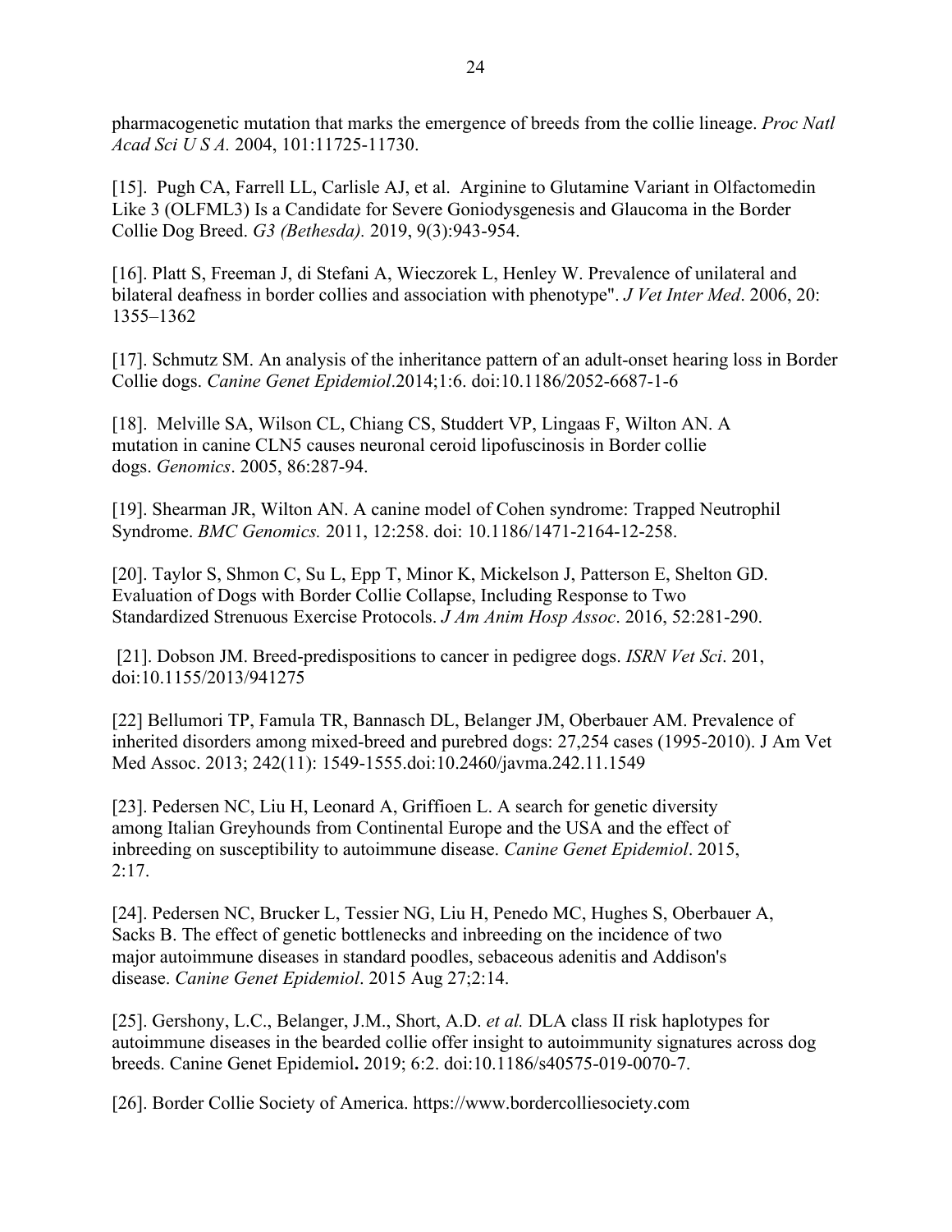pharmacogenetic mutation that marks the emergence of breeds from the collie lineage. *Proc Natl Acad Sci U S A.* 2004, 101:11725-11730.

[15]. Pugh CA, Farrell LL, Carlisle AJ, et al. Arginine to Glutamine Variant in Olfactomedin Like 3 (OLFML3) Is a Candidate for Severe Goniodysgenesis and Glaucoma in the Border Collie Dog Breed. *G3 (Bethesda).* 2019, 9(3):943-954.

[16]. Platt S, Freeman J, di Stefani A, Wieczorek L, Henley W. Prevalence of unilateral and bilateral deafness in border collies and association with phenotype". *J Vet Inter Med*. 2006, 20: 1355–1362

[17]. Schmutz SM. An analysis of the inheritance pattern of an adult-onset hearing loss in Border Collie dogs. *Canine Genet Epidemiol*.2014;1:6. doi:10.1186/2052-6687-1-6

[18]. Melville SA, Wilson CL, Chiang CS, Studdert VP, Lingaas F, Wilton AN. A mutation in canine CLN5 causes neuronal ceroid lipofuscinosis in Border collie dogs. *Genomics*. 2005, 86:287-94.

[19]. Shearman JR, Wilton AN. A canine model of Cohen syndrome: Trapped Neutrophil Syndrome. *BMC Genomics.* 2011, 12:258. doi: 10.1186/1471-2164-12-258.

[20]. Taylor S, Shmon C, Su L, Epp T, Minor K, Mickelson J, Patterson E, Shelton GD. Evaluation of Dogs with Border Collie Collapse, Including Response to Two Standardized Strenuous Exercise Protocols. *J Am Anim Hosp Assoc*. 2016, 52:281-290.

[21]. Dobson JM. Breed-predispositions to cancer in pedigree dogs. *ISRN Vet Sci*. 201, doi:10.1155/2013/941275

[22] Bellumori TP, Famula TR, Bannasch DL, Belanger JM, Oberbauer AM. Prevalence of inherited disorders among mixed-breed and purebred dogs: 27,254 cases (1995-2010). J Am Vet Med Assoc. 2013; 242(11): 1549-1555.doi:10.2460/javma.242.11.1549

[23]. Pedersen NC, Liu H, Leonard A, Griffioen L. A search for genetic diversity among Italian Greyhounds from Continental Europe and the USA and the effect of inbreeding on susceptibility to autoimmune disease. *Canine Genet Epidemiol*. 2015, 2:17.

[24]. Pedersen NC, Brucker L, Tessier NG, Liu H, Penedo MC, Hughes S, Oberbauer A, Sacks B. The effect of genetic bottlenecks and inbreeding on the incidence of two major autoimmune diseases in standard poodles, sebaceous adenitis and Addison's disease. *Canine Genet Epidemiol*. 2015 Aug 27;2:14.

[25]. Gershony, L.C., Belanger, J.M., Short, A.D. *et al.* DLA class II risk haplotypes for autoimmune diseases in the bearded collie offer insight to autoimmunity signatures across dog breeds. Canine Genet Epidemiol**.** 2019; 6:2. doi:10.1186/s40575-019-0070-7.

[26]. Border Collie Society of America. https://www.bordercolliesociety.com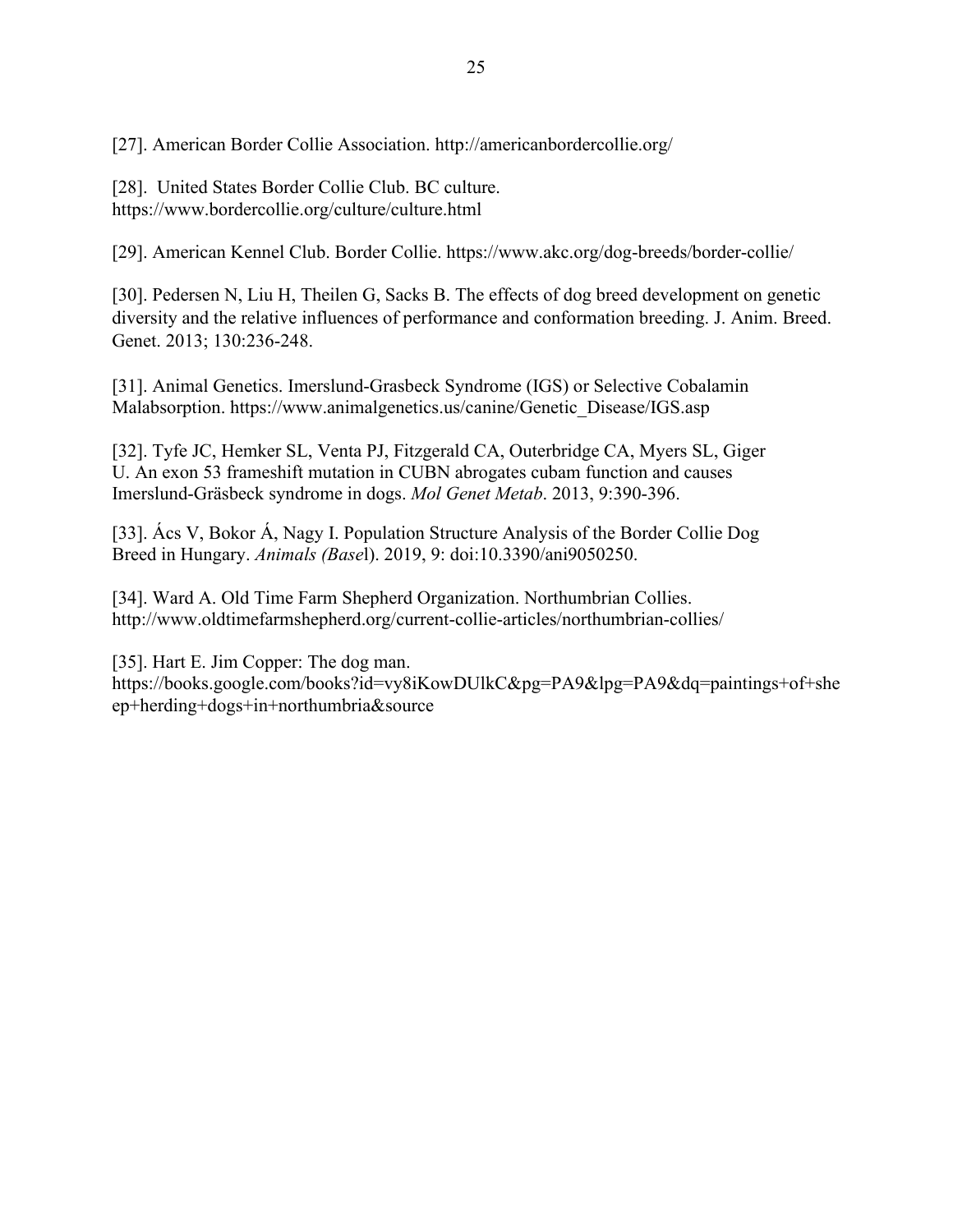[27]. American Border Collie Association. http://americanbordercollie.org/

[28]. United States Border Collie Club. BC culture. https://www.bordercollie.org/culture/culture.html

[29]. American Kennel Club. Border Collie. https://www.akc.org/dog-breeds/border-collie/

[30]. Pedersen N, Liu H, Theilen G, Sacks B. The effects of dog breed development on genetic diversity and the relative influences of performance and conformation breeding. J. Anim. Breed. Genet. 2013; 130:236-248.

[31]. Animal Genetics. Imerslund-Grasbeck Syndrome (IGS) or Selective Cobalamin Malabsorption. https://www.animalgenetics.us/canine/Genetic_Disease/IGS.asp

[32]. Tyfe JC, Hemker SL, Venta PJ, Fitzgerald CA, Outerbridge CA, Myers SL, Giger U. An exon 53 frameshift mutation in CUBN abrogates cubam function and causes Imerslund-Gräsbeck syndrome in dogs. *Mol Genet Metab*. 2013, 9:390-396.

[33]. Ács V, Bokor Á, Nagy I. Population Structure Analysis of the Border Collie Dog Breed in Hungary. *Animals (Base*l). 2019, 9: doi:10.3390/ani9050250.

[34]. Ward A. Old Time Farm Shepherd Organization. Northumbrian Collies. http://www.oldtimefarmshepherd.org/current-collie-articles/northumbrian-collies/

[35]. Hart E. Jim Copper: The dog man. https://books.google.com/books?id=vy8iKowDUlkC&pg=PA9&lpg=PA9&dq=paintings+of+sheep+herding+dogs+in+northumbria&source